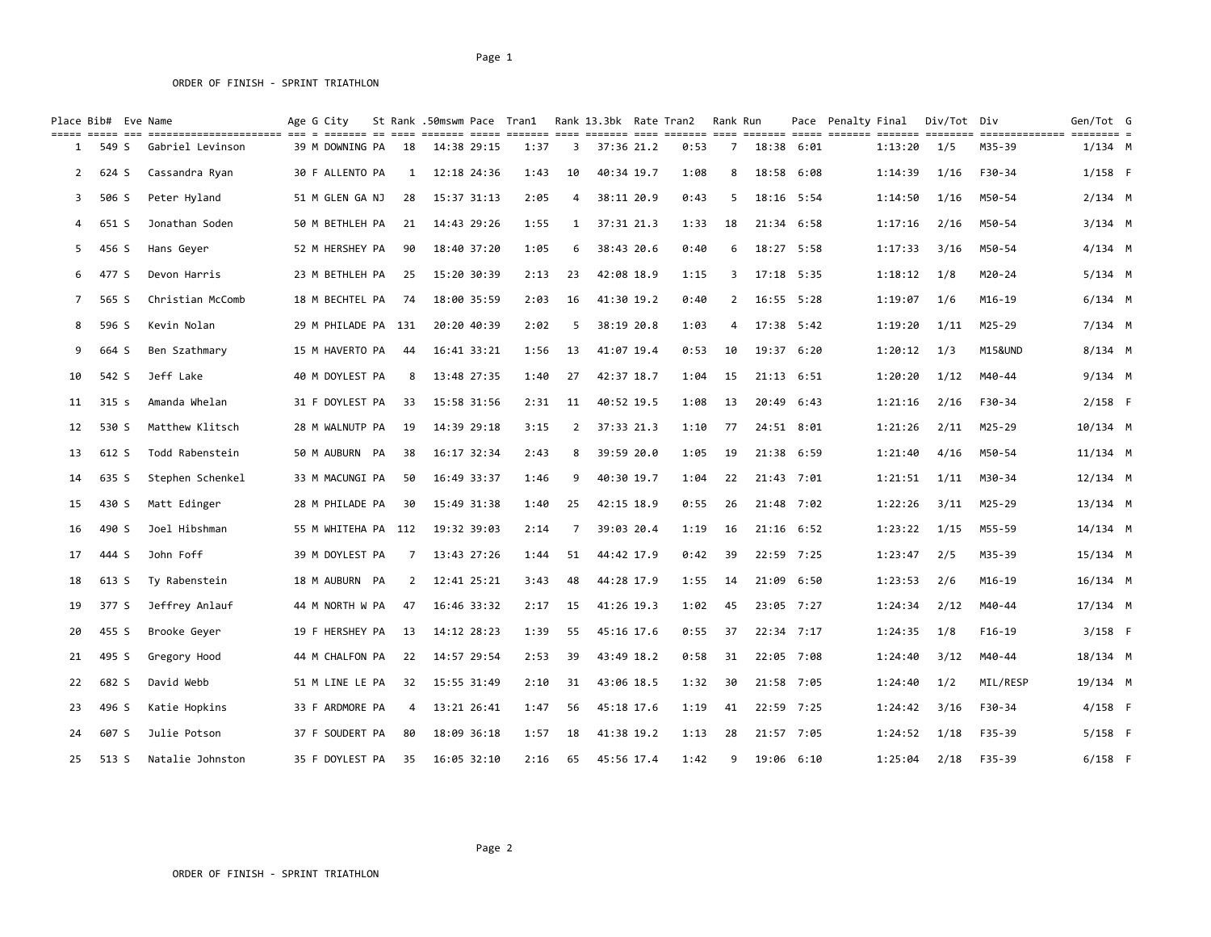ORDER OF FINISH - SPRINT TRIATHLON

| Place | Bib# | Eve | Name | Age | G | City | St | Rank | .50mswm | Pace | Tran1 | Rank | 13.3bk | Rate | Tran2 | Rank | Run | Pace | Penalty | Final | Div/Tot | Div | Gen/Tot | G |
|---|---|---|---|---|---|---|---|---|---|---|---|---|---|---|---|---|---|---|---|---|---|---|---|---|
| 1 | 549 | S | Gabriel Levinson | 39 | M | DOWNING | PA | 18 | 14:38 | 29:15 | 1:37 | 3 | 37:36 | 21.2 | 0:53 | 7 | 18:38 | 6:01 | | 1:13:20 | 1/5 | M35-39 | 1/134 | M |
| 2 | 624 | S | Cassandra Ryan | 30 | F | ALLENTO | PA | 1 | 12:18 | 24:36 | 1:43 | 10 | 40:34 | 19.7 | 1:08 | 8 | 18:58 | 6:08 | | 1:14:39 | 1/16 | F30-34 | 1/158 | F |
| 3 | 506 | S | Peter Hyland | 51 | M | GLEN GA | NJ | 28 | 15:37 | 31:13 | 2:05 | 4 | 38:11 | 20.9 | 0:43 | 5 | 18:16 | 5:54 | | 1:14:50 | 1/16 | M50-54 | 2/134 | M |
| 4 | 651 | S | Jonathan Soden | 50 | M | BETHLEH | PA | 21 | 14:43 | 29:26 | 1:55 | 1 | 37:31 | 21.3 | 1:33 | 18 | 21:34 | 6:58 | | 1:17:16 | 2/16 | M50-54 | 3/134 | M |
| 5 | 456 | S | Hans Geyer | 52 | M | HERSHEY | PA | 90 | 18:40 | 37:20 | 1:05 | 6 | 38:43 | 20.6 | 0:40 | 6 | 18:27 | 5:58 | | 1:17:33 | 3/16 | M50-54 | 4/134 | M |
| 6 | 477 | S | Devon Harris | 23 | M | BETHLEH | PA | 25 | 15:20 | 30:39 | 2:13 | 23 | 42:08 | 18.9 | 1:15 | 3 | 17:18 | 5:35 | | 1:18:12 | 1/8 | M20-24 | 5/134 | M |
| 7 | 565 | S | Christian McComb | 18 | M | BECHTEL | PA | 74 | 18:00 | 35:59 | 2:03 | 16 | 41:30 | 19.2 | 0:40 | 2 | 16:55 | 5:28 | | 1:19:07 | 1/6 | M16-19 | 6/134 | M |
| 8 | 596 | S | Kevin Nolan | 29 | M | PHILADE | PA | 131 | 20:20 | 40:39 | 2:02 | 5 | 38:19 | 20.8 | 1:03 | 4 | 17:38 | 5:42 | | 1:19:20 | 1/11 | M25-29 | 7/134 | M |
| 9 | 664 | S | Ben Szathmary | 15 | M | HAVERTO | PA | 44 | 16:41 | 33:21 | 1:56 | 13 | 41:07 | 19.4 | 0:53 | 10 | 19:37 | 6:20 | | 1:20:12 | 1/3 | M15&UND | 8/134 | M |
| 10 | 542 | S | Jeff Lake | 40 | M | DOYLEST | PA | 8 | 13:48 | 27:35 | 1:40 | 27 | 42:37 | 18.7 | 1:04 | 15 | 21:13 | 6:51 | | 1:20:20 | 1/12 | M40-44 | 9/134 | M |
| 11 | 315 | s | Amanda Whelan | 31 | F | DOYLEST | PA | 33 | 15:58 | 31:56 | 2:31 | 11 | 40:52 | 19.5 | 1:08 | 13 | 20:49 | 6:43 | | 1:21:16 | 2/16 | F30-34 | 2/158 | F |
| 12 | 530 | S | Matthew Klitsch | 28 | M | WALNUTP | PA | 19 | 14:39 | 29:18 | 3:15 | 2 | 37:33 | 21.3 | 1:10 | 77 | 24:51 | 8:01 | | 1:21:26 | 2/11 | M25-29 | 10/134 | M |
| 13 | 612 | S | Todd Rabenstein | 50 | M | AUBURN | PA | 38 | 16:17 | 32:34 | 2:43 | 8 | 39:59 | 20.0 | 1:05 | 19 | 21:38 | 6:59 | | 1:21:40 | 4/16 | M50-54 | 11/134 | M |
| 14 | 635 | S | Stephen Schenkel | 33 | M | MACUNGI | PA | 50 | 16:49 | 33:37 | 1:46 | 9 | 40:30 | 19.7 | 1:04 | 22 | 21:43 | 7:01 | | 1:21:51 | 1/11 | M30-34 | 12/134 | M |
| 15 | 430 | S | Matt Edinger | 28 | M | PHILADE | PA | 30 | 15:49 | 31:38 | 1:40 | 25 | 42:15 | 18.9 | 0:55 | 26 | 21:48 | 7:02 | | 1:22:26 | 3/11 | M25-29 | 13/134 | M |
| 16 | 490 | S | Joel Hibshman | 55 | M | WHITEHA | PA | 112 | 19:32 | 39:03 | 2:14 | 7 | 39:03 | 20.4 | 1:19 | 16 | 21:16 | 6:52 | | 1:23:22 | 1/15 | M55-59 | 14/134 | M |
| 17 | 444 | S | John Foff | 39 | M | DOYLEST | PA | 7 | 13:43 | 27:26 | 1:44 | 51 | 44:42 | 17.9 | 0:42 | 39 | 22:59 | 7:25 | | 1:23:47 | 2/5 | M35-39 | 15/134 | M |
| 18 | 613 | S | Ty Rabenstein | 18 | M | AUBURN | PA | 2 | 12:41 | 25:21 | 3:43 | 48 | 44:28 | 17.9 | 1:55 | 14 | 21:09 | 6:50 | | 1:23:53 | 2/6 | M16-19 | 16/134 | M |
| 19 | 377 | S | Jeffrey Anlauf | 44 | M | NORTH W | PA | 47 | 16:46 | 33:32 | 2:17 | 15 | 41:26 | 19.3 | 1:02 | 45 | 23:05 | 7:27 | | 1:24:34 | 2/12 | M40-44 | 17/134 | M |
| 20 | 455 | S | Brooke Geyer | 19 | F | HERSHEY | PA | 13 | 14:12 | 28:23 | 1:39 | 55 | 45:16 | 17.6 | 0:55 | 37 | 22:34 | 7:17 | | 1:24:35 | 1/8 | F16-19 | 3/158 | F |
| 21 | 495 | S | Gregory Hood | 44 | M | CHALFON | PA | 22 | 14:57 | 29:54 | 2:53 | 39 | 43:49 | 18.2 | 0:58 | 31 | 22:05 | 7:08 | | 1:24:40 | 3/12 | M40-44 | 18/134 | M |
| 22 | 682 | S | David Webb | 51 | M | LINE LE | PA | 32 | 15:55 | 31:49 | 2:10 | 31 | 43:06 | 18.5 | 1:32 | 30 | 21:58 | 7:05 | | 1:24:40 | 1/2 | MIL/RESP | 19/134 | M |
| 23 | 496 | S | Katie Hopkins | 33 | F | ARDMORE | PA | 4 | 13:21 | 26:41 | 1:47 | 56 | 45:18 | 17.6 | 1:19 | 41 | 22:59 | 7:25 | | 1:24:42 | 3/16 | F30-34 | 4/158 | F |
| 24 | 607 | S | Julie Potson | 37 | F | SOUDERT | PA | 80 | 18:09 | 36:18 | 1:57 | 18 | 41:38 | 19.2 | 1:13 | 28 | 21:57 | 7:05 | | 1:24:52 | 1/18 | F35-39 | 5/158 | F |
| 25 | 513 | S | Natalie Johnston | 35 | F | DOYLEST | PA | 35 | 16:05 | 32:10 | 2:16 | 65 | 45:56 | 17.4 | 1:42 | 9 | 19:06 | 6:10 | | 1:25:04 | 2/18 | F35-39 | 6/158 | F |

ORDER OF FINISH - SPRINT TRIATHLON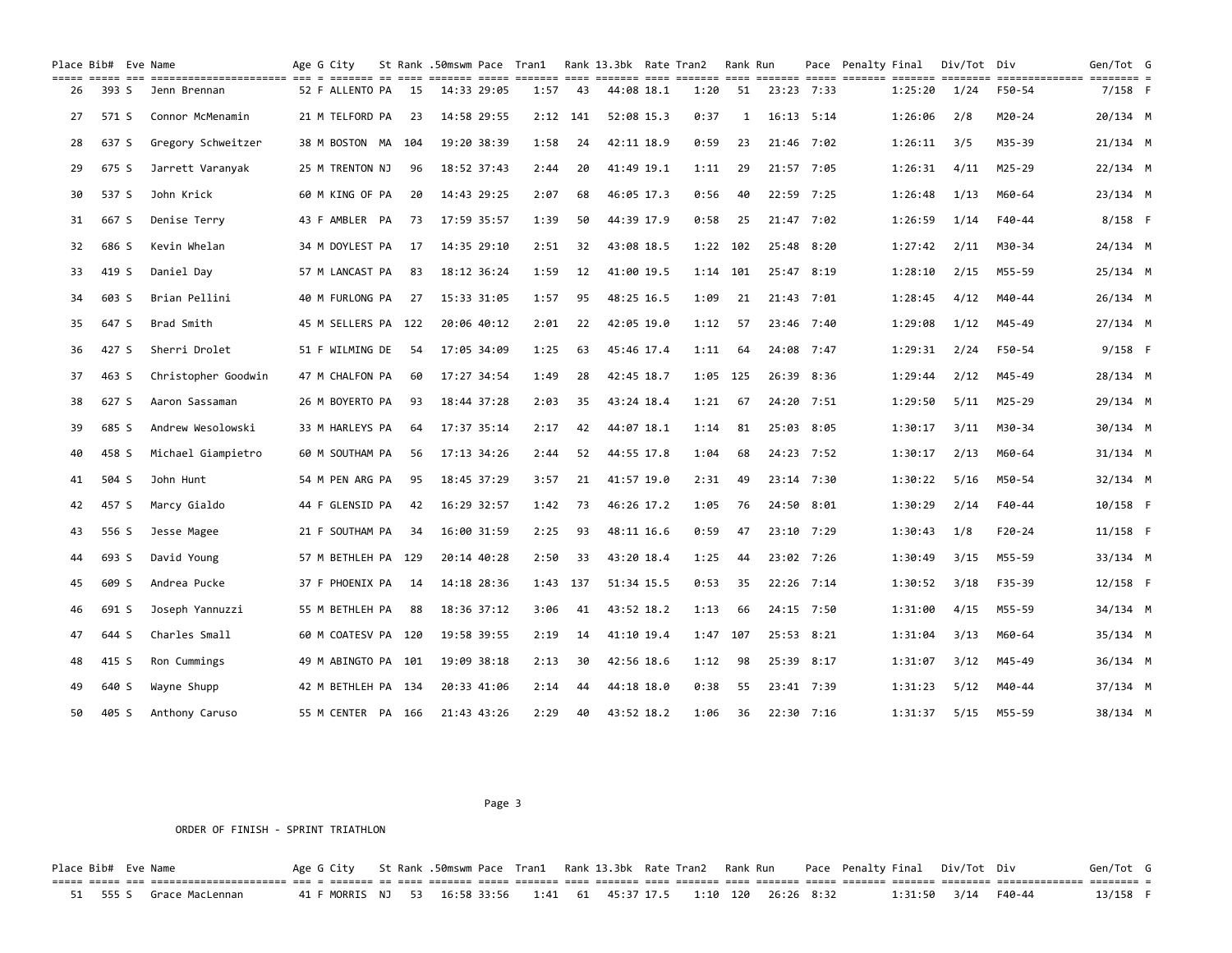| Place | Bib# | Eve | Name | Age | G | City | St | Rank | .50mswm | Pace | Tran1 | Rank | 13.3bk | Rate | Tran2 | Rank | Run | Pace | Penalty | Final | Div/Tot | Div | Gen/Tot | G |
|---|---|---|---|---|---|---|---|---|---|---|---|---|---|---|---|---|---|---|---|---|---|---|---|---|
| 26 | 393 | S | Jenn Brennan | 52 | F | ALLENTO | PA | 15 | 14:33 | 29:05 | 1:57 | 43 | 44:08 | 18.1 | 1:20 | 51 | 23:23 | 7:33 | | 1:25:20 | 1/24 | F50-54 | 7/158 | F |
| 27 | 571 | S | Connor McMenamin | 21 | M | TELFORD | PA | 23 | 14:58 | 29:55 | 2:12 | 141 | 52:08 | 15.3 | 0:37 | 1 | 16:13 | 5:14 | | 1:26:06 | 2/8 | M20-24 | 20/134 | M |
| 28 | 637 | S | Gregory Schweitzer | 38 | M | BOSTON | MA | 104 | 19:20 | 38:39 | 1:58 | 24 | 42:11 | 18.9 | 0:59 | 23 | 21:46 | 7:02 | | 1:26:11 | 3/5 | M35-39 | 21/134 | M |
| 29 | 675 | S | Jarrett Varanyak | 25 | M | TRENTON | NJ | 96 | 18:52 | 37:43 | 2:44 | 20 | 41:49 | 19.1 | 1:11 | 29 | 21:57 | 7:05 | | 1:26:31 | 4/11 | M25-29 | 22/134 | M |
| 30 | 537 | S | John Krick | 60 | M | KING OF | PA | 20 | 14:43 | 29:25 | 2:07 | 68 | 46:05 | 17.3 | 0:56 | 40 | 22:59 | 7:25 | | 1:26:48 | 1/13 | M60-64 | 23/134 | M |
| 31 | 667 | S | Denise Terry | 43 | F | AMBLER | PA | 73 | 17:59 | 35:57 | 1:39 | 50 | 44:39 | 17.9 | 0:58 | 25 | 21:47 | 7:02 | | 1:26:59 | 1/14 | F40-44 | 8/158 | F |
| 32 | 686 | S | Kevin Whelan | 34 | M | DOYLEST | PA | 17 | 14:35 | 29:10 | 2:51 | 32 | 43:08 | 18.5 | 1:22 | 102 | 25:48 | 8:20 | | 1:27:42 | 2/11 | M30-34 | 24/134 | M |
| 33 | 419 | S | Daniel Day | 57 | M | LANCAST | PA | 83 | 18:12 | 36:24 | 1:59 | 12 | 41:00 | 19.5 | 1:14 | 101 | 25:47 | 8:19 | | 1:28:10 | 2/15 | M55-59 | 25/134 | M |
| 34 | 603 | S | Brian Pellini | 40 | M | FURLONG | PA | 27 | 15:33 | 31:05 | 1:57 | 95 | 48:25 | 16.5 | 1:09 | 21 | 21:43 | 7:01 | | 1:28:45 | 4/12 | M40-44 | 26/134 | M |
| 35 | 647 | S | Brad Smith | 45 | M | SELLERS | PA | 122 | 20:06 | 40:12 | 2:01 | 22 | 42:05 | 19.0 | 1:12 | 57 | 23:46 | 7:40 | | 1:29:08 | 1/12 | M45-49 | 27/134 | M |
| 36 | 427 | S | Sherri Drolet | 51 | F | WILMING | DE | 54 | 17:05 | 34:09 | 1:25 | 63 | 45:46 | 17.4 | 1:11 | 64 | 24:08 | 7:47 | | 1:29:31 | 2/24 | F50-54 | 9/158 | F |
| 37 | 463 | S | Christopher Goodwin | 47 | M | CHALFON | PA | 60 | 17:27 | 34:54 | 1:49 | 28 | 42:45 | 18.7 | 1:05 | 125 | 26:39 | 8:36 | | 1:29:44 | 2/12 | M45-49 | 28/134 | M |
| 38 | 627 | S | Aaron Sassaman | 26 | M | BOYERTO | PA | 93 | 18:44 | 37:28 | 2:03 | 35 | 43:24 | 18.4 | 1:21 | 67 | 24:20 | 7:51 | | 1:29:50 | 5/11 | M25-29 | 29/134 | M |
| 39 | 685 | S | Andrew Wesolowski | 33 | M | HARLEYS | PA | 64 | 17:37 | 35:14 | 2:17 | 42 | 44:07 | 18.1 | 1:14 | 81 | 25:03 | 8:05 | | 1:30:17 | 3/11 | M30-34 | 30/134 | M |
| 40 | 458 | S | Michael Giampietro | 60 | M | SOUTHAM | PA | 56 | 17:13 | 34:26 | 2:44 | 52 | 44:55 | 17.8 | 1:04 | 68 | 24:23 | 7:52 | | 1:30:17 | 2/13 | M60-64 | 31/134 | M |
| 41 | 504 | S | John Hunt | 54 | M | PEN ARG | PA | 95 | 18:45 | 37:29 | 3:57 | 21 | 41:57 | 19.0 | 2:31 | 49 | 23:14 | 7:30 | | 1:30:22 | 5/16 | M50-54 | 32/134 | M |
| 42 | 457 | S | Marcy Gialdo | 44 | F | GLENSID | PA | 42 | 16:29 | 32:57 | 1:42 | 73 | 46:26 | 17.2 | 1:05 | 76 | 24:50 | 8:01 | | 1:30:29 | 2/14 | F40-44 | 10/158 | F |
| 43 | 556 | S | Jesse Magee | 21 | F | SOUTHAM | PA | 34 | 16:00 | 31:59 | 2:25 | 93 | 48:11 | 16.6 | 0:59 | 47 | 23:10 | 7:29 | | 1:30:43 | 1/8 | F20-24 | 11/158 | F |
| 44 | 693 | S | David Young | 57 | M | BETHLEH | PA | 129 | 20:14 | 40:28 | 2:50 | 33 | 43:20 | 18.4 | 1:25 | 44 | 23:02 | 7:26 | | 1:30:49 | 3/15 | M55-59 | 33/134 | M |
| 45 | 609 | S | Andrea Pucke | 37 | F | PHOENIX | PA | 14 | 14:18 | 28:36 | 1:43 | 137 | 51:34 | 15.5 | 0:53 | 35 | 22:26 | 7:14 | | 1:30:52 | 3/18 | F35-39 | 12/158 | F |
| 46 | 691 | S | Joseph Yannuzzi | 55 | M | BETHLEH | PA | 88 | 18:36 | 37:12 | 3:06 | 41 | 43:52 | 18.2 | 1:13 | 66 | 24:15 | 7:50 | | 1:31:00 | 4/15 | M55-59 | 34/134 | M |
| 47 | 644 | S | Charles Small | 60 | M | COATESV | PA | 120 | 19:58 | 39:55 | 2:19 | 14 | 41:10 | 19.4 | 1:47 | 107 | 25:53 | 8:21 | | 1:31:04 | 3/13 | M60-64 | 35/134 | M |
| 48 | 415 | S | Ron Cummings | 49 | M | ABINGTO | PA | 101 | 19:09 | 38:18 | 2:13 | 30 | 42:56 | 18.6 | 1:12 | 98 | 25:39 | 8:17 | | 1:31:07 | 3/12 | M45-49 | 36/134 | M |
| 49 | 640 | S | Wayne Shupp | 42 | M | BETHLEH | PA | 134 | 20:33 | 41:06 | 2:14 | 44 | 44:18 | 18.0 | 0:38 | 55 | 23:41 | 7:39 | | 1:31:23 | 5/12 | M40-44 | 37/134 | M |
| 50 | 405 | S | Anthony Caruso | 55 | M | CENTER | PA | 166 | 21:43 | 43:26 | 2:29 | 40 | 43:52 | 18.2 | 1:06 | 36 | 22:30 | 7:16 | | 1:31:37 | 5/15 | M55-59 | 38/134 | M |

ORDER OF FINISH - SPRINT TRIATHLON

| Place | Bib# | Eve | Name | Age | G | City | St | Rank | .50mswm | Pace | Tran1 | Rank | 13.3bk | Rate | Tran2 | Rank | Run | Pace | Penalty | Final | Div/Tot | Div | Gen/Tot | G |
|---|---|---|---|---|---|---|---|---|---|---|---|---|---|---|---|---|---|---|---|---|---|---|---|---|
| 51 | 555 | S | Grace MacLennan | 41 | F | MORRIS | NJ | 53 | 16:58 | 33:56 | 1:41 | 61 | 45:37 | 17.5 | 1:10 | 120 | 26:26 | 8:32 | | 1:31:50 | 3/14 | F40-44 | 13/158 | F |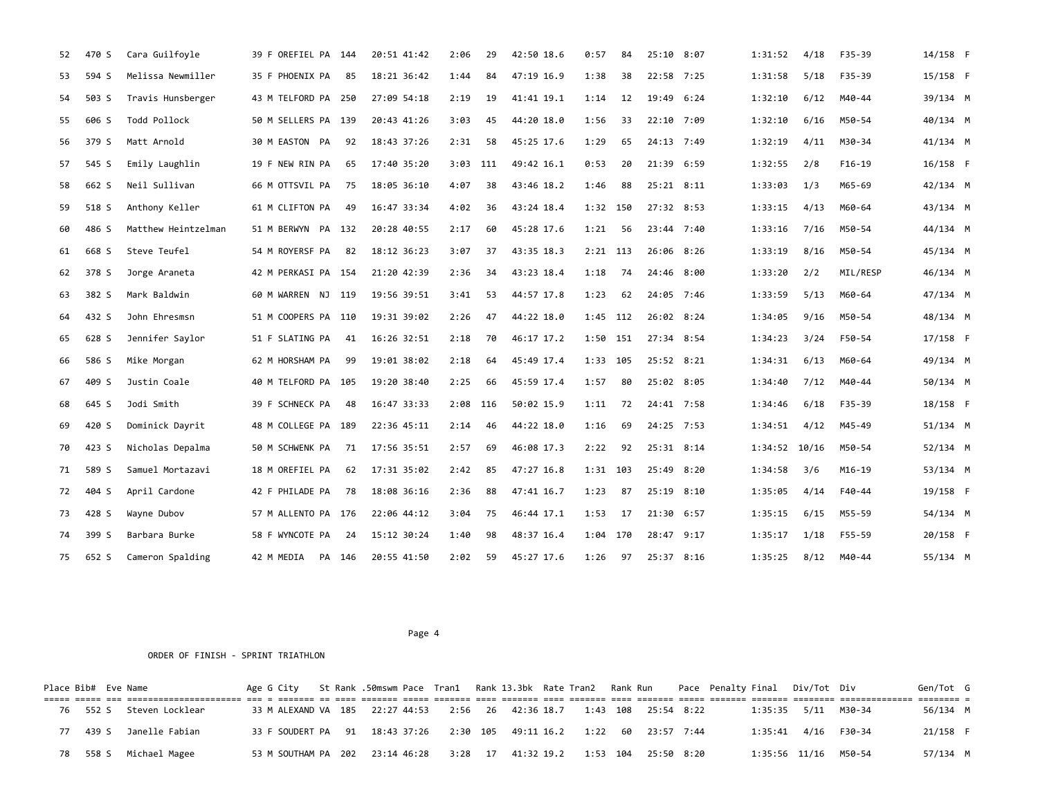| Place | Bib# | Eve | Name | Age | G | City | St | Rank | .50mswm | Pace | Tran1 | Rank | 13.3bk | Rate | Tran2 | Rank | Run | Pace | Penalty | Final | Div/Tot | Div | Gen/Tot | G |
|---|---|---|---|---|---|---|---|---|---|---|---|---|---|---|---|---|---|---|---|---|---|---|---|---|
| 52 | 470 | S | Cara Guilfoyle | 39 | F | OREFIEL | PA | 144 | 20:51 | 41:42 | 2:06 | 29 | 42:50 | 18.6 | 0:57 | 84 | 25:10 | 8:07 | | 1:31:52 | 4/18 | F35-39 | 14/158 | F |
| 53 | 594 | S | Melissa Newmiller | 35 | F | PHOENIX | PA | 85 | 18:21 | 36:42 | 1:44 | 84 | 47:19 | 16.9 | 1:38 | 38 | 22:58 | 7:25 | | 1:31:58 | 5/18 | F35-39 | 15/158 | F |
| 54 | 503 | S | Travis Hunsberger | 43 | M | TELFORD | PA | 250 | 27:09 | 54:18 | 2:19 | 19 | 41:41 | 19.1 | 1:14 | 12 | 19:49 | 6:24 | | 1:32:10 | 6/12 | M40-44 | 39/134 | M |
| 55 | 606 | S | Todd Pollock | 50 | M | SELLERS | PA | 139 | 20:43 | 41:26 | 3:03 | 45 | 44:20 | 18.0 | 1:56 | 33 | 22:10 | 7:09 | | 1:32:10 | 6/16 | M50-54 | 40/134 | M |
| 56 | 379 | S | Matt Arnold | 30 | M | EASTON | PA | 92 | 18:43 | 37:26 | 2:31 | 58 | 45:25 | 17.6 | 1:29 | 65 | 24:13 | 7:49 | | 1:32:19 | 4/11 | M30-34 | 41/134 | M |
| 57 | 545 | S | Emily Laughlin | 19 | F | NEW RIN | PA | 65 | 17:40 | 35:20 | 3:03 | 111 | 49:42 | 16.1 | 0:53 | 20 | 21:39 | 6:59 | | 1:32:55 | 2/8 | F16-19 | 16/158 | F |
| 58 | 662 | S | Neil Sullivan | 66 | M | OTTSVIL | PA | 75 | 18:05 | 36:10 | 4:07 | 38 | 43:46 | 18.2 | 1:46 | 88 | 25:21 | 8:11 | | 1:33:03 | 1/3 | M65-69 | 42/134 | M |
| 59 | 518 | S | Anthony Keller | 61 | M | CLIFTON | PA | 49 | 16:47 | 33:34 | 4:02 | 36 | 43:24 | 18.4 | 1:32 | 150 | 27:32 | 8:53 | | 1:33:15 | 4/13 | M60-64 | 43/134 | M |
| 60 | 486 | S | Matthew Heintzelman | 51 | M | BERWYN | PA | 132 | 20:28 | 40:55 | 2:17 | 60 | 45:28 | 17.6 | 1:21 | 56 | 23:44 | 7:40 | | 1:33:16 | 7/16 | M50-54 | 44/134 | M |
| 61 | 668 | S | Steve Teufel | 54 | M | ROYERSF | PA | 82 | 18:12 | 36:23 | 3:07 | 37 | 43:35 | 18.3 | 2:21 | 113 | 26:06 | 8:26 | | 1:33:19 | 8/16 | M50-54 | 45/134 | M |
| 62 | 378 | S | Jorge Araneta | 42 | M | PERKASI | PA | 154 | 21:20 | 42:39 | 2:36 | 34 | 43:23 | 18.4 | 1:18 | 74 | 24:46 | 8:00 | | 1:33:20 | 2/2 | MIL/RESP | 46/134 | M |
| 63 | 382 | S | Mark Baldwin | 60 | M | WARREN | NJ | 119 | 19:56 | 39:51 | 3:41 | 53 | 44:57 | 17.8 | 1:23 | 62 | 24:05 | 7:46 | | 1:33:59 | 5/13 | M60-64 | 47/134 | M |
| 64 | 432 | S | John Ehresmsn | 51 | M | COOPERS | PA | 110 | 19:31 | 39:02 | 2:26 | 47 | 44:22 | 18.0 | 1:45 | 112 | 26:02 | 8:24 | | 1:34:05 | 9/16 | M50-54 | 48/134 | M |
| 65 | 628 | S | Jennifer Saylor | 51 | F | SLATING | PA | 41 | 16:26 | 32:51 | 2:18 | 70 | 46:17 | 17.2 | 1:50 | 151 | 27:34 | 8:54 | | 1:34:23 | 3/24 | F50-54 | 17/158 | F |
| 66 | 586 | S | Mike Morgan | 62 | M | HORSHAM | PA | 99 | 19:01 | 38:02 | 2:18 | 64 | 45:49 | 17.4 | 1:33 | 105 | 25:52 | 8:21 | | 1:34:31 | 6/13 | M60-64 | 49/134 | M |
| 67 | 409 | S | Justin Coale | 40 | M | TELFORD | PA | 105 | 19:20 | 38:40 | 2:25 | 66 | 45:59 | 17.4 | 1:57 | 80 | 25:02 | 8:05 | | 1:34:40 | 7/12 | M40-44 | 50/134 | M |
| 68 | 645 | S | Jodi Smith | 39 | F | SCHNECK | PA | 48 | 16:47 | 33:33 | 2:08 | 116 | 50:02 | 15.9 | 1:11 | 72 | 24:41 | 7:58 | | 1:34:46 | 6/18 | F35-39 | 18/158 | F |
| 69 | 420 | S | Dominick Dayrit | 48 | M | COLLEGE | PA | 189 | 22:36 | 45:11 | 2:14 | 46 | 44:22 | 18.0 | 1:16 | 69 | 24:25 | 7:53 | | 1:34:51 | 4/12 | M45-49 | 51/134 | M |
| 70 | 423 | S | Nicholas Depalma | 50 | M | SCHWENK | PA | 71 | 17:56 | 35:51 | 2:57 | 69 | 46:08 | 17.3 | 2:22 | 92 | 25:31 | 8:14 | | 1:34:52 | 10/16 | M50-54 | 52/134 | M |
| 71 | 589 | S | Samuel Mortazavi | 18 | M | OREFIEL | PA | 62 | 17:31 | 35:02 | 2:42 | 85 | 47:27 | 16.8 | 1:31 | 103 | 25:49 | 8:20 | | 1:34:58 | 3/6 | M16-19 | 53/134 | M |
| 72 | 404 | S | April Cardone | 42 | F | PHILADE | PA | 78 | 18:08 | 36:16 | 2:36 | 88 | 47:41 | 16.7 | 1:23 | 87 | 25:19 | 8:10 | | 1:35:05 | 4/14 | F40-44 | 19/158 | F |
| 73 | 428 | S | Wayne Dubov | 57 | M | ALLENTO | PA | 176 | 22:06 | 44:12 | 3:04 | 75 | 46:44 | 17.1 | 1:53 | 17 | 21:30 | 6:57 | | 1:35:15 | 6/15 | M55-59 | 54/134 | M |
| 74 | 399 | S | Barbara Burke | 58 | F | WYNCOTE | PA | 24 | 15:12 | 30:24 | 1:40 | 98 | 48:37 | 16.4 | 1:04 | 170 | 28:47 | 9:17 | | 1:35:17 | 1/18 | F55-59 | 20/158 | F |
| 75 | 652 | S | Cameron Spalding | 42 | M | MEDIA | PA | 146 | 20:55 | 41:50 | 2:02 | 59 | 45:27 | 17.6 | 1:26 | 97 | 25:37 | 8:16 | | 1:35:25 | 8/12 | M40-44 | 55/134 | M |

ORDER OF FINISH - SPRINT TRIATHLON

| Place | Bib# | Eve | Name | Age | G | City | St | Rank | .50mswm | Pace | Tran1 | Rank | 13.3bk | Rate | Tran2 | Rank | Run | Pace | Penalty | Final | Div/Tot | Div | Gen/Tot | G |
|---|---|---|---|---|---|---|---|---|---|---|---|---|---|---|---|---|---|---|---|---|---|---|---|---|
| 76 | 552 | S | Steven Locklear | 33 | M | ALEXAND | VA | 185 | 22:27 | 44:53 | 2:56 | 26 | 42:36 | 18.7 | 1:43 | 108 | 25:54 | 8:22 | | 1:35:35 | 5/11 | M30-34 | 56/134 | M |
| 77 | 439 | S | Janelle Fabian | 33 | F | SOUDERT | PA | 91 | 18:43 | 37:26 | 2:30 | 105 | 49:11 | 16.2 | 1:22 | 60 | 23:57 | 7:44 | | 1:35:41 | 4/16 | F30-34 | 21/158 | F |
| 78 | 558 | S | Michael Magee | 53 | M | SOUTHAM | PA | 202 | 23:14 | 46:28 | 3:28 | 17 | 41:32 | 19.2 | 1:53 | 104 | 25:50 | 8:20 | | 1:35:56 | 11/16 | M50-54 | 57/134 | M |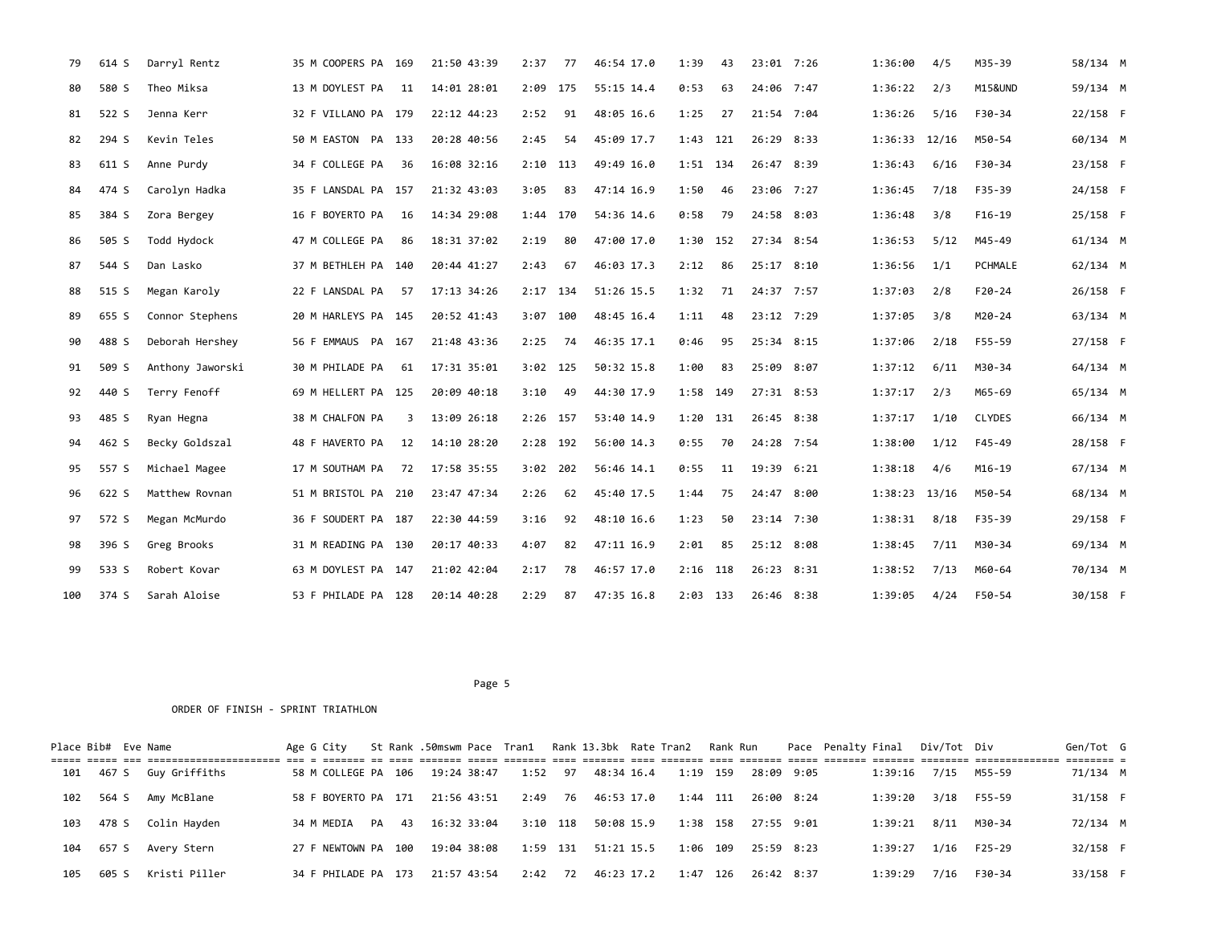| Place | Bib# | Eve | Name | Age | G | City | St | Rank | .50mswm | Pace | Tran1 | Rank | 13.3bk | Rate | Tran2 | Rank | Run | Pace | Penalty | Final | Div/Tot | Div | Gen/Tot | G |
|---|---|---|---|---|---|---|---|---|---|---|---|---|---|---|---|---|---|---|---|---|---|---|---|---|
| 79 | 614 | S | Darryl Rentz | 35 | M | COOPERS | PA | 169 | 21:50 | 43:39 | 2:37 | 77 | 46:54 | 17.0 | 1:39 | 43 | 23:01 | 7:26 | | 1:36:00 | 4/5 | M35-39 | 58/134 | M |
| 80 | 580 | S | Theo Miksa | 13 | M | DOYLEST | PA | 11 | 14:01 | 28:01 | 2:09 | 175 | 55:15 | 14.4 | 0:53 | 63 | 24:06 | 7:47 | | 1:36:22 | 2/3 | M15&UND | 59/134 | M |
| 81 | 522 | S | Jenna Kerr | 32 | F | VILLANO | PA | 179 | 22:12 | 44:23 | 2:52 | 91 | 48:05 | 16.6 | 1:25 | 27 | 21:54 | 7:04 | | 1:36:26 | 5/16 | F30-34 | 22/158 | F |
| 82 | 294 | S | Kevin Teles | 50 | M | EASTON | PA | 133 | 20:28 | 40:56 | 2:45 | 54 | 45:09 | 17.7 | 1:43 | 121 | 26:29 | 8:33 | | 1:36:33 | 12/16 | M50-54 | 60/134 | M |
| 83 | 611 | S | Anne Purdy | 34 | F | COLLEGE | PA | 36 | 16:08 | 32:16 | 2:10 | 113 | 49:49 | 16.0 | 1:51 | 134 | 26:47 | 8:39 | | 1:36:43 | 6/16 | F30-34 | 23/158 | F |
| 84 | 474 | S | Carolyn Hadka | 35 | F | LANSDAL | PA | 157 | 21:32 | 43:03 | 3:05 | 83 | 47:14 | 16.9 | 1:50 | 46 | 23:06 | 7:27 | | 1:36:45 | 7/18 | F35-39 | 24/158 | F |
| 85 | 384 | S | Zora Bergey | 16 | F | BOYERTO | PA | 16 | 14:34 | 29:08 | 1:44 | 170 | 54:36 | 14.6 | 0:58 | 79 | 24:58 | 8:03 | | 1:36:48 | 3/8 | F16-19 | 25/158 | F |
| 86 | 505 | S | Todd Hydock | 47 | M | COLLEGE | PA | 86 | 18:31 | 37:02 | 2:19 | 80 | 47:00 | 17.0 | 1:30 | 152 | 27:34 | 8:54 | | 1:36:53 | 5/12 | M45-49 | 61/134 | M |
| 87 | 544 | S | Dan Lasko | 37 | M | BETHLEH | PA | 140 | 20:44 | 41:27 | 2:43 | 67 | 46:03 | 17.3 | 2:12 | 86 | 25:17 | 8:10 | | 1:36:56 | 1/1 | PCHMALE | 62/134 | M |
| 88 | 515 | S | Megan Karoly | 22 | F | LANSDAL | PA | 57 | 17:13 | 34:26 | 2:17 | 134 | 51:26 | 15.5 | 1:32 | 71 | 24:37 | 7:57 | | 1:37:03 | 2/8 | F20-24 | 26/158 | F |
| 89 | 655 | S | Connor Stephens | 20 | M | HARLEYS | PA | 145 | 20:52 | 41:43 | 3:07 | 100 | 48:45 | 16.4 | 1:11 | 48 | 23:12 | 7:29 | | 1:37:05 | 3/8 | M20-24 | 63/134 | M |
| 90 | 488 | S | Deborah Hershey | 56 | F | EMMAUS | PA | 167 | 21:48 | 43:36 | 2:25 | 74 | 46:35 | 17.1 | 0:46 | 95 | 25:34 | 8:15 | | 1:37:06 | 2/18 | F55-59 | 27/158 | F |
| 91 | 509 | S | Anthony Jaworski | 30 | M | PHILADE | PA | 61 | 17:31 | 35:01 | 3:02 | 125 | 50:32 | 15.8 | 1:00 | 83 | 25:09 | 8:07 | | 1:37:12 | 6/11 | M30-34 | 64/134 | M |
| 92 | 440 | S | Terry Fenoff | 69 | M | HELLERT | PA | 125 | 20:09 | 40:18 | 3:10 | 49 | 44:30 | 17.9 | 1:58 | 149 | 27:31 | 8:53 | | 1:37:17 | 2/3 | M65-69 | 65/134 | M |
| 93 | 485 | S | Ryan Hegna | 38 | M | CHALFON | PA | 3 | 13:09 | 26:18 | 2:26 | 157 | 53:40 | 14.9 | 1:20 | 131 | 26:45 | 8:38 | | 1:37:17 | 1/10 | CLYDES | 66/134 | M |
| 94 | 462 | S | Becky Goldszal | 48 | F | HAVERTO | PA | 12 | 14:10 | 28:20 | 2:28 | 192 | 56:00 | 14.3 | 0:55 | 70 | 24:28 | 7:54 | | 1:38:00 | 1/12 | F45-49 | 28/158 | F |
| 95 | 557 | S | Michael Magee | 17 | M | SOUTHAM | PA | 72 | 17:58 | 35:55 | 3:02 | 202 | 56:46 | 14.1 | 0:55 | 11 | 19:39 | 6:21 | | 1:38:18 | 4/6 | M16-19 | 67/134 | M |
| 96 | 622 | S | Matthew Rovnan | 51 | M | BRISTOL | PA | 210 | 23:47 | 47:34 | 2:26 | 62 | 45:40 | 17.5 | 1:44 | 75 | 24:47 | 8:00 | | 1:38:23 | 13/16 | M50-54 | 68/134 | M |
| 97 | 572 | S | Megan McMurdo | 36 | F | SOUDERT | PA | 187 | 22:30 | 44:59 | 3:16 | 92 | 48:10 | 16.6 | 1:23 | 50 | 23:14 | 7:30 | | 1:38:31 | 8/18 | F35-39 | 29/158 | F |
| 98 | 396 | S | Greg Brooks | 31 | M | READING | PA | 130 | 20:17 | 40:33 | 4:07 | 82 | 47:11 | 16.9 | 2:01 | 85 | 25:12 | 8:08 | | 1:38:45 | 7/11 | M30-34 | 69/134 | M |
| 99 | 533 | S | Robert Kovar | 63 | M | DOYLEST | PA | 147 | 21:02 | 42:04 | 2:17 | 78 | 46:57 | 17.0 | 2:16 | 118 | 26:23 | 8:31 | | 1:38:52 | 7/13 | M60-64 | 70/134 | M |
| 100 | 374 | S | Sarah Aloise | 53 | F | PHILADE | PA | 128 | 20:14 | 40:28 | 2:29 | 87 | 47:35 | 16.8 | 2:03 | 133 | 26:46 | 8:38 | | 1:39:05 | 4/24 | F50-54 | 30/158 | F |

ORDER OF FINISH - SPRINT TRIATHLON

| Place | Bib# | Eve | Name | Age | G | City | St | Rank | .50mswm | Pace | Tran1 | Rank | 13.3bk | Rate | Tran2 | Rank | Run | Pace | Penalty | Final | Div/Tot | Div | Gen/Tot | G |
|---|---|---|---|---|---|---|---|---|---|---|---|---|---|---|---|---|---|---|---|---|---|---|---|---|
| 101 | 467 | S | Guy Griffiths | 58 | M | COLLEGE | PA | 106 | 19:24 | 38:47 | 1:52 | 97 | 48:34 | 16.4 | 1:19 | 159 | 28:09 | 9:05 | | 1:39:16 | 7/15 | M55-59 | 71/134 | M |
| 102 | 564 | S | Amy McBlane | 58 | F | BOYERTO | PA | 171 | 21:56 | 43:51 | 2:49 | 76 | 46:53 | 17.0 | 1:44 | 111 | 26:00 | 8:24 | | 1:39:20 | 3/18 | F55-59 | 31/158 | F |
| 103 | 478 | S | Colin Hayden | 34 | M | MEDIA | PA | 43 | 16:32 | 33:04 | 3:10 | 118 | 50:08 | 15.9 | 1:38 | 158 | 27:55 | 9:01 | | 1:39:21 | 8/11 | M30-34 | 72/134 | M |
| 104 | 657 | S | Avery Stern | 27 | F | NEWTOWN | PA | 100 | 19:04 | 38:08 | 1:59 | 131 | 51:21 | 15.5 | 1:06 | 109 | 25:59 | 8:23 | | 1:39:27 | 1/16 | F25-29 | 32/158 | F |
| 105 | 605 | S | Kristi Piller | 34 | F | PHILADE | PA | 173 | 21:57 | 43:54 | 2:42 | 72 | 46:23 | 17.2 | 1:47 | 126 | 26:42 | 8:37 | | 1:39:29 | 7/16 | F30-34 | 33/158 | F |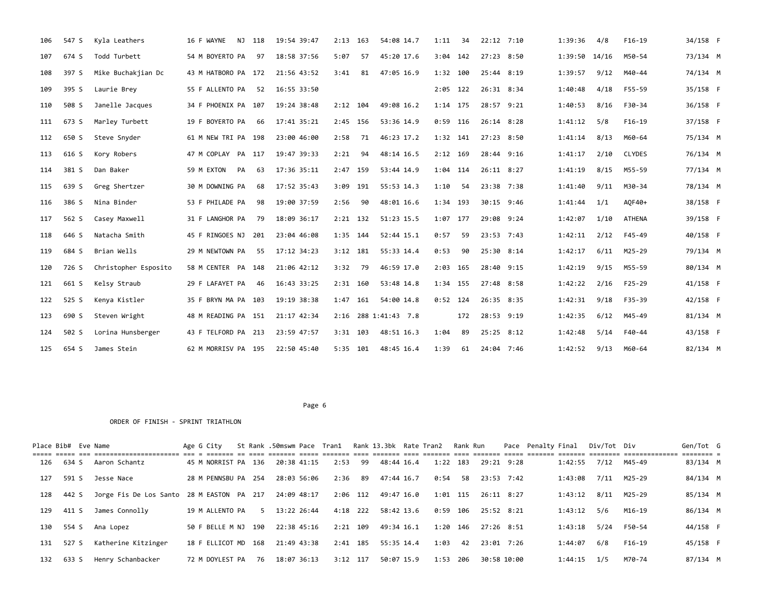| Place | Bib# | Eve | Name | Age | G | City | St | Rank | .50mswm | Pace | Tran1 | Rank | 13.3bk | Rate | Tran2 | Rank | Run | Pace | Penalty | Final | Div/Tot | Div | Gen/Tot | G |
|---|---|---|---|---|---|---|---|---|---|---|---|---|---|---|---|---|---|---|---|---|---|---|---|---|
| 106 | 547 | S | Kyla Leathers | 16 | F | WAYNE | NJ | 118 | 19:54 | 39:47 | 2:13 | 163 | 54:08 | 14.7 | 1:11 | 34 | 22:12 | 7:10 | | 1:39:36 | 4/8 | F16-19 | 34/158 | F |
| 107 | 674 | S | Todd Turbett | 54 | M | BOYERTO | PA | 97 | 18:58 | 37:56 | 5:07 | 57 | 45:20 | 17.6 | 3:04 | 142 | 27:23 | 8:50 | | 1:39:50 | 14/16 | M50-54 | 73/134 | M |
| 108 | 397 | S | Mike Buchakjian Dc | 43 | M | HATBORO | PA | 172 | 21:56 | 43:52 | 3:41 | 81 | 47:05 | 16.9 | 1:32 | 100 | 25:44 | 8:19 | | 1:39:57 | 9/12 | M40-44 | 74/134 | M |
| 109 | 395 | S | Laurie Brey | 55 | F | ALLENTO | PA | 52 | 16:55 | 33:50 | | | | | 2:05 | 122 | 26:31 | 8:34 | | 1:40:48 | 4/18 | F55-59 | 35/158 | F |
| 110 | 508 | S | Janelle Jacques | 34 | F | PHOENIX | PA | 107 | 19:24 | 38:48 | 2:12 | 104 | 49:08 | 16.2 | 1:14 | 175 | 28:57 | 9:21 | | 1:40:53 | 8/16 | F30-34 | 36/158 | F |
| 111 | 673 | S | Marley Turbett | 19 | F | BOYERTO | PA | 66 | 17:41 | 35:21 | 2:45 | 156 | 53:36 | 14.9 | 0:59 | 116 | 26:14 | 8:28 | | 1:41:12 | 5/8 | F16-19 | 37/158 | F |
| 112 | 650 | S | Steve Snyder | 61 | M | NEW TRI | PA | 198 | 23:00 | 46:00 | 2:58 | 71 | 46:23 | 17.2 | 1:32 | 141 | 27:23 | 8:50 | | 1:41:14 | 8/13 | M60-64 | 75/134 | M |
| 113 | 616 | S | Kory Robers | 47 | M | COPLAY | PA | 117 | 19:47 | 39:33 | 2:21 | 94 | 48:14 | 16.5 | 2:12 | 169 | 28:44 | 9:16 | | 1:41:17 | 2/10 | CLYDES | 76/134 | M |
| 114 | 381 | S | Dan Baker | 59 | M | EXTON | PA | 63 | 17:36 | 35:11 | 2:47 | 159 | 53:44 | 14.9 | 1:04 | 114 | 26:11 | 8:27 | | 1:41:19 | 8/15 | M55-59 | 77/134 | M |
| 115 | 639 | S | Greg Shertzer | 30 | M | DOWNING | PA | 68 | 17:52 | 35:43 | 3:09 | 191 | 55:53 | 14.3 | 1:10 | 54 | 23:38 | 7:38 | | 1:41:40 | 9/11 | M30-34 | 78/134 | M |
| 116 | 386 | S | Nina Binder | 53 | F | PHILADE | PA | 98 | 19:00 | 37:59 | 2:56 | 90 | 48:01 | 16.6 | 1:34 | 193 | 30:15 | 9:46 | | 1:41:44 | 1/1 | AQF40+ | 38/158 | F |
| 117 | 562 | S | Casey Maxwell | 31 | F | LANGHOR | PA | 79 | 18:09 | 36:17 | 2:21 | 132 | 51:23 | 15.5 | 1:07 | 177 | 29:08 | 9:24 | | 1:42:07 | 1/10 | ATHENA | 39/158 | F |
| 118 | 646 | S | Natacha Smith | 45 | F | RINGOES | NJ | 201 | 23:04 | 46:08 | 1:35 | 144 | 52:44 | 15.1 | 0:57 | 59 | 23:53 | 7:43 | | 1:42:11 | 2/12 | F45-49 | 40/158 | F |
| 119 | 684 | S | Brian Wells | 29 | M | NEWTOWN | PA | 55 | 17:12 | 34:23 | 3:12 | 181 | 55:33 | 14.4 | 0:53 | 90 | 25:30 | 8:14 | | 1:42:17 | 6/11 | M25-29 | 79/134 | M |
| 120 | 726 | S | Christopher Esposito | 58 | M | CENTER | PA | 148 | 21:06 | 42:12 | 3:32 | 79 | 46:59 | 17.0 | 2:03 | 165 | 28:40 | 9:15 | | 1:42:19 | 9/15 | M55-59 | 80/134 | M |
| 121 | 661 | S | Kelsy Straub | 29 | F | LAFAYET | PA | 46 | 16:43 | 33:25 | 2:31 | 160 | 53:48 | 14.8 | 1:34 | 155 | 27:48 | 8:58 | | 1:42:22 | 2/16 | F25-29 | 41/158 | F |
| 122 | 525 | S | Kenya Kistler | 35 | F | BRYN MA | PA | 103 | 19:19 | 38:38 | 1:47 | 161 | 54:00 | 14.8 | 0:52 | 124 | 26:35 | 8:35 | | 1:42:31 | 9/18 | F35-39 | 42/158 | F |
| 123 | 690 | S | Steven Wright | 48 | M | READING | PA | 151 | 21:17 | 42:34 | 2:16 | 288 | 1:41:43 | 7.8 | | 172 | 28:53 | 9:19 | | 1:42:35 | 6/12 | M45-49 | 81/134 | M |
| 124 | 502 | S | Lorina Hunsberger | 43 | F | TELFORD | PA | 213 | 23:59 | 47:57 | 3:31 | 103 | 48:51 | 16.3 | 1:04 | 89 | 25:25 | 8:12 | | 1:42:48 | 5/14 | F40-44 | 43/158 | F |
| 125 | 654 | S | James Stein | 62 | M | MORRISV | PA | 195 | 22:50 | 45:40 | 5:35 | 101 | 48:45 | 16.4 | 1:39 | 61 | 24:04 | 7:46 | | 1:42:52 | 9/13 | M60-64 | 82/134 | M |

ORDER OF FINISH - SPRINT TRIATHLON

| Place | Bib# | Eve | Name | Age | G | City | St | Rank | .50mswm | Pace | Tran1 | Rank | 13.3bk | Rate | Tran2 | Rank | Run | Pace | Penalty | Final | Div/Tot | Div | Gen/Tot | G |
|---|---|---|---|---|---|---|---|---|---|---|---|---|---|---|---|---|---|---|---|---|---|---|---|---|
| 126 | 634 | S | Aaron Schantz | 45 | M | NORRIST | PA | 136 | 20:38 | 41:15 | 2:53 | 99 | 48:44 | 16.4 | 1:22 | 183 | 29:21 | 9:28 | | 1:42:55 | 7/12 | M45-49 | 83/134 | M |
| 127 | 591 | S | Jesse Nace | 28 | M | PENNSBU | PA | 254 | 28:03 | 56:06 | 2:36 | 89 | 47:44 | 16.7 | 0:54 | 58 | 23:53 | 7:42 | | 1:43:08 | 7/11 | M25-29 | 84/134 | M |
| 128 | 442 | S | Jorge Fis De Los Santo | 28 | M | EASTON | PA | 217 | 24:09 | 48:17 | 2:06 | 112 | 49:47 | 16.0 | 1:01 | 115 | 26:11 | 8:27 | | 1:43:12 | 8/11 | M25-29 | 85/134 | M |
| 129 | 411 | S | James Connolly | 19 | M | ALLENTO | PA | 5 | 13:22 | 26:44 | 4:18 | 222 | 58:42 | 13.6 | 0:59 | 106 | 25:52 | 8:21 | | 1:43:12 | 5/6 | M16-19 | 86/134 | M |
| 130 | 554 | S | Ana Lopez | 50 | F | BELLE M | NJ | 190 | 22:38 | 45:16 | 2:21 | 109 | 49:34 | 16.1 | 1:20 | 146 | 27:26 | 8:51 | | 1:43:18 | 5/24 | F50-54 | 44/158 | F |
| 131 | 527 | S | Katherine Kitzinger | 18 | F | ELLICOT | MD | 168 | 21:49 | 43:38 | 2:41 | 185 | 55:35 | 14.4 | 1:03 | 42 | 23:01 | 7:26 | | 1:44:07 | 6/8 | F16-19 | 45/158 | F |
| 132 | 633 | S | Henry Schanbacker | 72 | M | DOYLEST | PA | 76 | 18:07 | 36:13 | 3:12 | 117 | 50:07 | 15.9 | 1:53 | 206 | 30:58 | 10:00 | | 1:44:15 | 1/5 | M70-74 | 87/134 | M |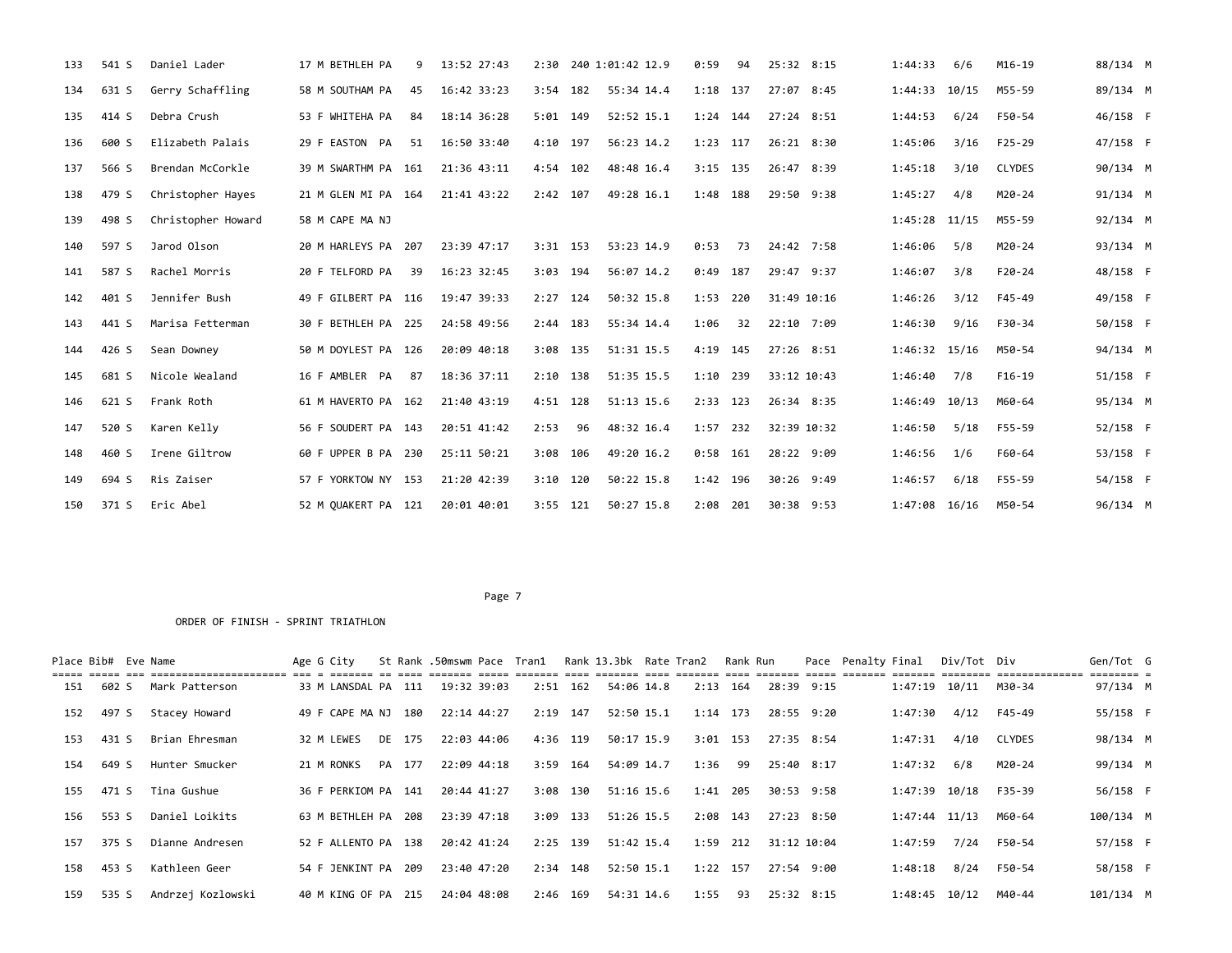| Place | Bib# | Eve | Name | Age | G | City | St | Rank | .50mswm | Pace | Tran1 | Rank | 13.3bk | Rate | Tran2 | Rank | Run | Pace | Penalty | Final | Div/Tot | Div | Gen/Tot | G |
|---|---|---|---|---|---|---|---|---|---|---|---|---|---|---|---|---|---|---|---|---|---|---|---|---|
| 133 | 541 | S | Daniel Lader | 17 | M | BETHLEH | PA | 9 | 13:52 | 27:43 | 2:30 | 240 | 1:01:42 | 12.9 | 0:59 | 94 | 25:32 | 8:15 | | 1:44:33 | 6/6 | M16-19 | 88/134 | M |
| 134 | 631 | S | Gerry Schaffling | 58 | M | SOUTHAM | PA | 45 | 16:42 | 33:23 | 3:54 | 182 | 55:34 | 14.4 | 1:18 | 137 | 27:07 | 8:45 | | 1:44:33 | 10/15 | M55-59 | 89/134 | M |
| 135 | 414 | S | Debra Crush | 53 | F | WHITEHA | PA | 84 | 18:14 | 36:28 | 5:01 | 149 | 52:52 | 15.1 | 1:24 | 144 | 27:24 | 8:51 | | 1:44:53 | 6/24 | F50-54 | 46/158 | F |
| 136 | 600 | S | Elizabeth Palais | 29 | F | EASTON | PA | 51 | 16:50 | 33:40 | 4:10 | 197 | 56:23 | 14.2 | 1:23 | 117 | 26:21 | 8:30 | | 1:45:06 | 3/16 | F25-29 | 47/158 | F |
| 137 | 566 | S | Brendan McCorkle | 39 | M | SWARTHM | PA | 161 | 21:36 | 43:11 | 4:54 | 102 | 48:48 | 16.4 | 3:15 | 135 | 26:47 | 8:39 | | 1:45:18 | 3/10 | CLYDES | 90/134 | M |
| 138 | 479 | S | Christopher Hayes | 21 | M | GLEN MI | PA | 164 | 21:41 | 43:22 | 2:42 | 107 | 49:28 | 16.1 | 1:48 | 188 | 29:50 | 9:38 | | 1:45:27 | 4/8 | M20-24 | 91/134 | M |
| 139 | 498 | S | Christopher Howard | 58 | M | CAPE MA | NJ | | | | | | | | | | | | | 1:45:28 | 11/15 | M55-59 | 92/134 | M |
| 140 | 597 | S | Jarod Olson | 20 | M | HARLEYS | PA | 207 | 23:39 | 47:17 | 3:31 | 153 | 53:23 | 14.9 | 0:53 | 73 | 24:42 | 7:58 | | 1:46:06 | 5/8 | M20-24 | 93/134 | M |
| 141 | 587 | S | Rachel Morris | 20 | F | TELFORD | PA | 39 | 16:23 | 32:45 | 3:03 | 194 | 56:07 | 14.2 | 0:49 | 187 | 29:47 | 9:37 | | 1:46:07 | 3/8 | F20-24 | 48/158 | F |
| 142 | 401 | S | Jennifer Bush | 49 | F | GILBERT | PA | 116 | 19:47 | 39:33 | 2:27 | 124 | 50:32 | 15.8 | 1:53 | 220 | 31:49 | 10:16 | | 1:46:26 | 3/12 | F45-49 | 49/158 | F |
| 143 | 441 | S | Marisa Fetterman | 30 | F | BETHLEH | PA | 225 | 24:58 | 49:56 | 2:44 | 183 | 55:34 | 14.4 | 1:06 | 32 | 22:10 | 7:09 | | 1:46:30 | 9/16 | F30-34 | 50/158 | F |
| 144 | 426 | S | Sean Downey | 50 | M | DOYLEST | PA | 126 | 20:09 | 40:18 | 3:08 | 135 | 51:31 | 15.5 | 4:19 | 145 | 27:26 | 8:51 | | 1:46:32 | 15/16 | M50-54 | 94/134 | M |
| 145 | 681 | S | Nicole Wealand | 16 | F | AMBLER | PA | 87 | 18:36 | 37:11 | 2:10 | 138 | 51:35 | 15.5 | 1:10 | 239 | 33:12 | 10:43 | | 1:46:40 | 7/8 | F16-19 | 51/158 | F |
| 146 | 621 | S | Frank Roth | 61 | M | HAVERTO | PA | 162 | 21:40 | 43:19 | 4:51 | 128 | 51:13 | 15.6 | 2:33 | 123 | 26:34 | 8:35 | | 1:46:49 | 10/13 | M60-64 | 95/134 | M |
| 147 | 520 | S | Karen Kelly | 56 | F | SOUDERT | PA | 143 | 20:51 | 41:42 | 2:53 | 96 | 48:32 | 16.4 | 1:57 | 232 | 32:39 | 10:32 | | 1:46:50 | 5/18 | F55-59 | 52/158 | F |
| 148 | 460 | S | Irene Giltrow | 60 | F | UPPER B | PA | 230 | 25:11 | 50:21 | 3:08 | 106 | 49:20 | 16.2 | 0:58 | 161 | 28:22 | 9:09 | | 1:46:56 | 1/6 | F60-64 | 53/158 | F |
| 149 | 694 | S | Ris Zaiser | 57 | F | YORKTOW | NY | 153 | 21:20 | 42:39 | 3:10 | 120 | 50:22 | 15.8 | 1:42 | 196 | 30:26 | 9:49 | | 1:46:57 | 6/18 | F55-59 | 54/158 | F |
| 150 | 371 | S | Eric Abel | 52 | M | QUAKERT | PA | 121 | 20:01 | 40:01 | 3:55 | 121 | 50:27 | 15.8 | 2:08 | 201 | 30:38 | 9:53 | | 1:47:08 | 16/16 | M50-54 | 96/134 | M |

ORDER OF FINISH - SPRINT TRIATHLON

| Place | Bib# | Eve | Name | Age | G | City | St | Rank | .50mswm | Pace | Tran1 | Rank | 13.3bk | Rate | Tran2 | Rank | Run | Pace | Penalty | Final | Div/Tot | Div | Gen/Tot | G |
|---|---|---|---|---|---|---|---|---|---|---|---|---|---|---|---|---|---|---|---|---|---|---|---|---|
| 151 | 602 | S | Mark Patterson | 33 | M | LANSDAL | PA | 111 | 19:32 | 39:03 | 2:51 | 162 | 54:06 | 14.8 | 2:13 | 164 | 28:39 | 9:15 | | 1:47:19 | 10/11 | M30-34 | 97/134 | M |
| 152 | 497 | S | Stacey Howard | 49 | F | CAPE MA | NJ | 180 | 22:14 | 44:27 | 2:19 | 147 | 52:50 | 15.1 | 1:14 | 173 | 28:55 | 9:20 | | 1:47:30 | 4/12 | F45-49 | 55/158 | F |
| 153 | 431 | S | Brian Ehresman | 32 | M | LEWES | DE | 175 | 22:03 | 44:06 | 4:36 | 119 | 50:17 | 15.9 | 3:01 | 153 | 27:35 | 8:54 | | 1:47:31 | 4/10 | CLYDES | 98/134 | M |
| 154 | 649 | S | Hunter Smucker | 21 | M | RONKS | PA | 177 | 22:09 | 44:18 | 3:59 | 164 | 54:09 | 14.7 | 1:36 | 99 | 25:40 | 8:17 | | 1:47:32 | 6/8 | M20-24 | 99/134 | M |
| 155 | 471 | S | Tina Gushue | 36 | F | PERKIOM | PA | 141 | 20:44 | 41:27 | 3:08 | 130 | 51:16 | 15.6 | 1:41 | 205 | 30:53 | 9:58 | | 1:47:39 | 10/18 | F35-39 | 56/158 | F |
| 156 | 553 | S | Daniel Loikits | 63 | M | BETHLEH | PA | 208 | 23:39 | 47:18 | 3:09 | 133 | 51:26 | 15.5 | 2:08 | 143 | 27:23 | 8:50 | | 1:47:44 | 11/13 | M60-64 | 100/134 | M |
| 157 | 375 | S | Dianne Andresen | 52 | F | ALLENTO | PA | 138 | 20:42 | 41:24 | 2:25 | 139 | 51:42 | 15.4 | 1:59 | 212 | 31:12 | 10:04 | | 1:47:59 | 7/24 | F50-54 | 57/158 | F |
| 158 | 453 | S | Kathleen Geer | 54 | F | JENKINT | PA | 209 | 23:40 | 47:20 | 2:34 | 148 | 52:50 | 15.1 | 1:22 | 157 | 27:54 | 9:00 | | 1:48:18 | 8/24 | F50-54 | 58/158 | F |
| 159 | 535 | S | Andrzej Kozlowski | 40 | M | KING OF | PA | 215 | 24:04 | 48:08 | 2:46 | 169 | 54:31 | 14.6 | 1:55 | 93 | 25:32 | 8:15 | | 1:48:45 | 10/12 | M40-44 | 101/134 | M |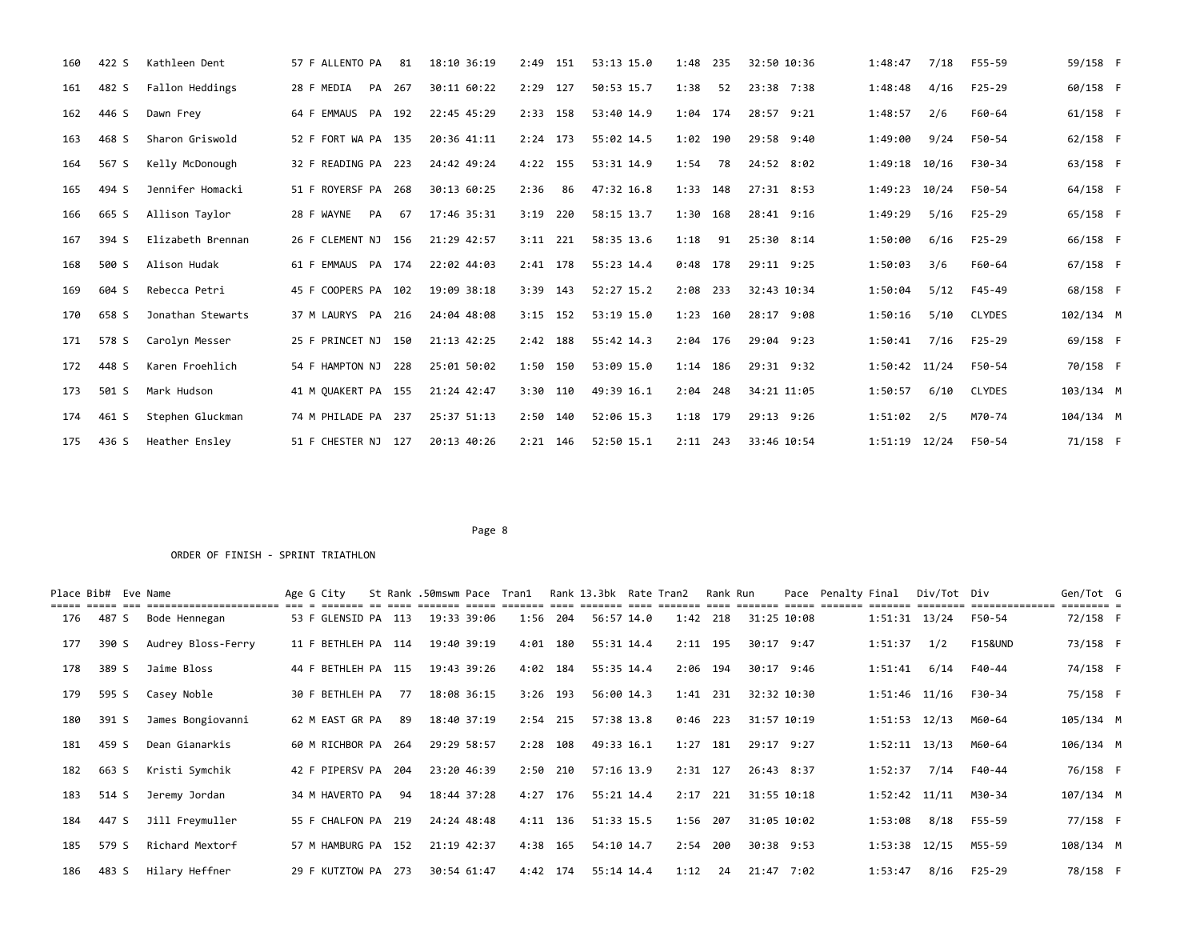| Place | Bib# | Eve | Name | Age | G | City | St | Rank | .50mswm | Pace | Tran1 | Rank | 13.3bk | Rate | Tran2 | Rank | Run | Pace | Penalty | Final | Div/Tot | Div | Gen/Tot | G |
|---|---|---|---|---|---|---|---|---|---|---|---|---|---|---|---|---|---|---|---|---|---|---|---|---|
| 160 | 422 | S | Kathleen Dent | 57 | F | ALLENTO | PA | 81 | 18:10 | 36:19 | 2:49 | 151 | 53:13 | 15.0 | 1:48 | 235 | 32:50 | 10:36 | | 1:48:47 | 7/18 | F55-59 | 59/158 | F |
| 161 | 482 | S | Fallon Heddings | 28 | F | MEDIA | PA | 267 | 30:11 | 60:22 | 2:29 | 127 | 50:53 | 15.7 | 1:38 | 52 | 23:38 | 7:38 | | 1:48:48 | 4/16 | F25-29 | 60/158 | F |
| 162 | 446 | S | Dawn Frey | 64 | F | EMMAUS | PA | 192 | 22:45 | 45:29 | 2:33 | 158 | 53:40 | 14.9 | 1:04 | 174 | 28:57 | 9:21 | | 1:48:57 | 2/6 | F60-64 | 61/158 | F |
| 163 | 468 | S | Sharon Griswold | 52 | F | FORT WA | PA | 135 | 20:36 | 41:11 | 2:24 | 173 | 55:02 | 14.5 | 1:02 | 190 | 29:58 | 9:40 | | 1:49:00 | 9/24 | F50-54 | 62/158 | F |
| 164 | 567 | S | Kelly McDonough | 32 | F | READING | PA | 223 | 24:42 | 49:24 | 4:22 | 155 | 53:31 | 14.9 | 1:54 | 78 | 24:52 | 8:02 | | 1:49:18 | 10/16 | F30-34 | 63/158 | F |
| 165 | 494 | S | Jennifer Homacki | 51 | F | ROYERSF | PA | 268 | 30:13 | 60:25 | 2:36 | 86 | 47:32 | 16.8 | 1:33 | 148 | 27:31 | 8:53 | | 1:49:23 | 10/24 | F50-54 | 64/158 | F |
| 166 | 665 | S | Allison Taylor | 28 | F | WAYNE | PA | 67 | 17:46 | 35:31 | 3:19 | 220 | 58:15 | 13.7 | 1:30 | 168 | 28:41 | 9:16 | | 1:49:29 | 5/16 | F25-29 | 65/158 | F |
| 167 | 394 | S | Elizabeth Brennan | 26 | F | CLEMENT | NJ | 156 | 21:29 | 42:57 | 3:11 | 221 | 58:35 | 13.6 | 1:18 | 91 | 25:30 | 8:14 | | 1:50:00 | 6/16 | F25-29 | 66/158 | F |
| 168 | 500 | S | Alison Hudak | 61 | F | EMMAUS | PA | 174 | 22:02 | 44:03 | 2:41 | 178 | 55:23 | 14.4 | 0:48 | 178 | 29:11 | 9:25 | | 1:50:03 | 3/6 | F60-64 | 67/158 | F |
| 169 | 604 | S | Rebecca Petri | 45 | F | COOPERS | PA | 102 | 19:09 | 38:18 | 3:39 | 143 | 52:27 | 15.2 | 2:08 | 233 | 32:43 | 10:34 | | 1:50:04 | 5/12 | F45-49 | 68/158 | F |
| 170 | 658 | S | Jonathan Stewarts | 37 | M | LAURYS | PA | 216 | 24:04 | 48:08 | 3:15 | 152 | 53:19 | 15.0 | 1:23 | 160 | 28:17 | 9:08 | | 1:50:16 | 5/10 | CLYDES | 102/134 | M |
| 171 | 578 | S | Carolyn Messer | 25 | F | PRINCET | NJ | 150 | 21:13 | 42:25 | 2:42 | 188 | 55:42 | 14.3 | 2:04 | 176 | 29:04 | 9:23 | | 1:50:41 | 7/16 | F25-29 | 69/158 | F |
| 172 | 448 | S | Karen Froehlich | 54 | F | HAMPTON | NJ | 228 | 25:01 | 50:02 | 1:50 | 150 | 53:09 | 15.0 | 1:14 | 186 | 29:31 | 9:32 | | 1:50:42 | 11/24 | F50-54 | 70/158 | F |
| 173 | 501 | S | Mark Hudson | 41 | M | QUAKERT | PA | 155 | 21:24 | 42:47 | 3:30 | 110 | 49:39 | 16.1 | 2:04 | 248 | 34:21 | 11:05 | | 1:50:57 | 6/10 | CLYDES | 103/134 | M |
| 174 | 461 | S | Stephen Gluckman | 74 | M | PHILADE | PA | 237 | 25:37 | 51:13 | 2:50 | 140 | 52:06 | 15.3 | 1:18 | 179 | 29:13 | 9:26 | | 1:51:02 | 2/5 | M70-74 | 104/134 | M |
| 175 | 436 | S | Heather Ensley | 51 | F | CHESTER | NJ | 127 | 20:13 | 40:26 | 2:21 | 146 | 52:50 | 15.1 | 2:11 | 243 | 33:46 | 10:54 | | 1:51:19 | 12/24 | F50-54 | 71/158 | F |

ORDER OF FINISH - SPRINT TRIATHLON

| Place | Bib# | Eve | Name | Age | G | City | St | Rank | .50mswm | Pace | Tran1 | Rank | 13.3bk | Rate | Tran2 | Rank | Run | Pace | Penalty | Final | Div/Tot | Div | Gen/Tot | G |
|---|---|---|---|---|---|---|---|---|---|---|---|---|---|---|---|---|---|---|---|---|---|---|---|---|
| 176 | 487 | S | Bode Hennegan | 53 | F | GLENSID | PA | 113 | 19:33 | 39:06 | 1:56 | 204 | 56:57 | 14.0 | 1:42 | 218 | 31:25 | 10:08 | | 1:51:31 | 13/24 | F50-54 | 72/158 | F |
| 177 | 390 | S | Audrey Bloss-Ferry | 11 | F | BETHLEH | PA | 114 | 19:40 | 39:19 | 4:01 | 180 | 55:31 | 14.4 | 2:11 | 195 | 30:17 | 9:47 | | 1:51:37 | 1/2 | F15&UND | 73/158 | F |
| 178 | 389 | S | Jaime Bloss | 44 | F | BETHLEH | PA | 115 | 19:43 | 39:26 | 4:02 | 184 | 55:35 | 14.4 | 2:06 | 194 | 30:17 | 9:46 | | 1:51:41 | 6/14 | F40-44 | 74/158 | F |
| 179 | 595 | S | Casey Noble | 30 | F | BETHLEH | PA | 77 | 18:08 | 36:15 | 3:26 | 193 | 56:00 | 14.3 | 1:41 | 231 | 32:32 | 10:30 | | 1:51:46 | 11/16 | F30-34 | 75/158 | F |
| 180 | 391 | S | James Bongiovanni | 62 | M | EAST GR | PA | 89 | 18:40 | 37:19 | 2:54 | 215 | 57:38 | 13.8 | 0:46 | 223 | 31:57 | 10:19 | | 1:51:53 | 12/13 | M60-64 | 105/134 | M |
| 181 | 459 | S | Dean Gianarkis | 60 | M | RICHBOR | PA | 264 | 29:29 | 58:57 | 2:28 | 108 | 49:33 | 16.1 | 1:27 | 181 | 29:17 | 9:27 | | 1:52:11 | 13/13 | M60-64 | 106/134 | M |
| 182 | 663 | S | Kristi Symchik | 42 | F | PIPERSV | PA | 204 | 23:20 | 46:39 | 2:50 | 210 | 57:16 | 13.9 | 2:31 | 127 | 26:43 | 8:37 | | 1:52:37 | 7/14 | F40-44 | 76/158 | F |
| 183 | 514 | S | Jeremy Jordan | 34 | M | HAVERTO | PA | 94 | 18:44 | 37:28 | 4:27 | 176 | 55:21 | 14.4 | 2:17 | 221 | 31:55 | 10:18 | | 1:52:42 | 11/11 | M30-34 | 107/134 | M |
| 184 | 447 | S | Jill Freymuller | 55 | F | CHALFON | PA | 219 | 24:24 | 48:48 | 4:11 | 136 | 51:33 | 15.5 | 1:56 | 207 | 31:05 | 10:02 | | 1:53:08 | 8/18 | F55-59 | 77/158 | F |
| 185 | 579 | S | Richard Mextorf | 57 | M | HAMBURG | PA | 152 | 21:19 | 42:37 | 4:38 | 165 | 54:10 | 14.7 | 2:54 | 200 | 30:38 | 9:53 | | 1:53:38 | 12/15 | M55-59 | 108/134 | M |
| 186 | 483 | S | Hilary Heffner | 29 | F | KUTZTOW | PA | 273 | 30:54 | 61:47 | 4:42 | 174 | 55:14 | 14.4 | 1:12 | 24 | 21:47 | 7:02 | | 1:53:47 | 8/16 | F25-29 | 78/158 | F |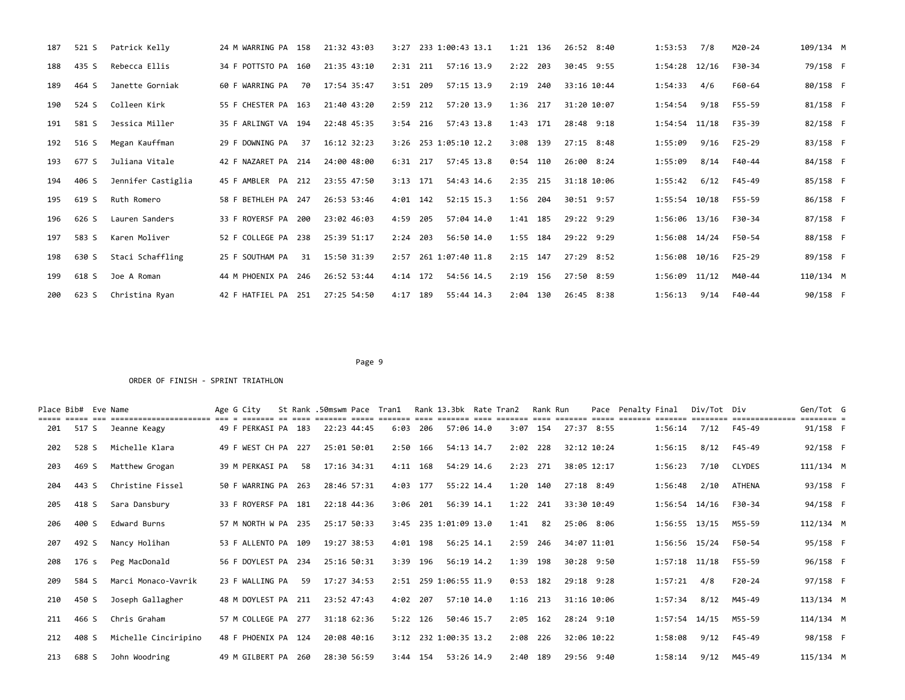| Place | Bib# | Eve | Name | Age | G | City | St | Rank | .50mswm | Pace | Tran1 | Rank | 13.3bk | Rate | Tran2 | Rank | Run | Pace | Penalty | Final | Div/Tot | Div | Gen/Tot | G |
|---|---|---|---|---|---|---|---|---|---|---|---|---|---|---|---|---|---|---|---|---|---|---|---|---|
| 187 | 521 | S | Patrick Kelly | 24 | M | WARRING | PA | 158 | 21:32 | 43:03 | 3:27 | 233 | 1:00:43 | 13.1 | 1:21 | 136 | 26:52 | 8:40 | | 1:53:53 | 7/8 | M20-24 | 109/134 | M |
| 188 | 435 | S | Rebecca Ellis | 34 | F | POTTSTO | PA | 160 | 21:35 | 43:10 | 2:31 | 211 | 57:16 | 13.9 | 2:22 | 203 | 30:45 | 9:55 | | 1:54:28 | 12/16 | F30-34 | 79/158 | F |
| 189 | 464 | S | Janette Gorniak | 60 | F | WARRING | PA | 70 | 17:54 | 35:47 | 3:51 | 209 | 57:15 | 13.9 | 2:19 | 240 | 33:16 | 10:44 | | 1:54:33 | 4/6 | F60-64 | 80/158 | F |
| 190 | 524 | S | Colleen Kirk | 55 | F | CHESTER | PA | 163 | 21:40 | 43:20 | 2:59 | 212 | 57:20 | 13.9 | 1:36 | 217 | 31:20 | 10:07 | | 1:54:54 | 9/18 | F55-59 | 81/158 | F |
| 191 | 581 | S | Jessica Miller | 35 | F | ARLINGT | VA | 194 | 22:48 | 45:35 | 3:54 | 216 | 57:43 | 13.8 | 1:43 | 171 | 28:48 | 9:18 | | 1:54:54 | 11/18 | F35-39 | 82/158 | F |
| 192 | 516 | S | Megan Kauffman | 29 | F | DOWNING | PA | 37 | 16:12 | 32:23 | 3:26 | 253 | 1:05:10 | 12.2 | 3:08 | 139 | 27:15 | 8:48 | | 1:55:09 | 9/16 | F25-29 | 83/158 | F |
| 193 | 677 | S | Juliana Vitale | 42 | F | NAZARET | PA | 214 | 24:00 | 48:00 | 6:31 | 217 | 57:45 | 13.8 | 0:54 | 110 | 26:00 | 8:24 | | 1:55:09 | 8/14 | F40-44 | 84/158 | F |
| 194 | 406 | S | Jennifer Castiglia | 45 | F | AMBLER | PA | 212 | 23:55 | 47:50 | 3:13 | 171 | 54:43 | 14.6 | 2:35 | 215 | 31:18 | 10:06 | | 1:55:42 | 6/12 | F45-49 | 85/158 | F |
| 195 | 619 | S | Ruth Romero | 58 | F | BETHLEH | PA | 247 | 26:53 | 53:46 | 4:01 | 142 | 52:15 | 15.3 | 1:56 | 204 | 30:51 | 9:57 | | 1:55:54 | 10/18 | F55-59 | 86/158 | F |
| 196 | 626 | S | Lauren Sanders | 33 | F | ROYERSF | PA | 200 | 23:02 | 46:03 | 4:59 | 205 | 57:04 | 14.0 | 1:41 | 185 | 29:22 | 9:29 | | 1:56:06 | 13/16 | F30-34 | 87/158 | F |
| 197 | 583 | S | Karen Moliver | 52 | F | COLLEGE | PA | 238 | 25:39 | 51:17 | 2:24 | 203 | 56:50 | 14.0 | 1:55 | 184 | 29:22 | 9:29 | | 1:56:08 | 14/24 | F50-54 | 88/158 | F |
| 198 | 630 | S | Staci Schaffling | 25 | F | SOUTHAM | PA | 31 | 15:50 | 31:39 | 2:57 | 261 | 1:07:40 | 11.8 | 2:15 | 147 | 27:29 | 8:52 | | 1:56:08 | 10/16 | F25-29 | 89/158 | F |
| 199 | 618 | S | Joe A Roman | 44 | M | PHOENIX | PA | 246 | 26:52 | 53:44 | 4:14 | 172 | 54:56 | 14.5 | 2:19 | 156 | 27:50 | 8:59 | | 1:56:09 | 11/12 | M40-44 | 110/134 | M |
| 200 | 623 | S | Christina Ryan | 42 | F | HATFIEL | PA | 251 | 27:25 | 54:50 | 4:17 | 189 | 55:44 | 14.3 | 2:04 | 130 | 26:45 | 8:38 | | 1:56:13 | 9/14 | F40-44 | 90/158 | F |

ORDER OF FINISH - SPRINT TRIATHLON

| Place | Bib# | Eve | Name | Age | G | City | St | Rank | .50mswm | Pace | Tran1 | Rank | 13.3bk | Rate | Tran2 | Rank | Run | Pace | Penalty | Final | Div/Tot | Div | Gen/Tot | G |
|---|---|---|---|---|---|---|---|---|---|---|---|---|---|---|---|---|---|---|---|---|---|---|---|---|
| 201 | 517 | S | Jeanne Keagy | 49 | F | PERKASI | PA | 183 | 22:23 | 44:45 | 6:03 | 206 | 57:06 | 14.0 | 3:07 | 154 | 27:37 | 8:55 | | 1:56:14 | 7/12 | F45-49 | 91/158 | F |
| 202 | 528 | S | Michelle Klara | 49 | F | WEST CH | PA | 227 | 25:01 | 50:01 | 2:50 | 166 | 54:13 | 14.7 | 2:02 | 228 | 32:12 | 10:24 | | 1:56:15 | 8/12 | F45-49 | 92/158 | F |
| 203 | 469 | S | Matthew Grogan | 39 | M | PERKASI | PA | 58 | 17:16 | 34:31 | 4:11 | 168 | 54:29 | 14.6 | 2:23 | 271 | 38:05 | 12:17 | | 1:56:23 | 7/10 | CLYDES | 111/134 | M |
| 204 | 443 | S | Christine Fissel | 50 | F | WARRING | PA | 263 | 28:46 | 57:31 | 4:03 | 177 | 55:22 | 14.4 | 1:20 | 140 | 27:18 | 8:49 | | 1:56:48 | 2/10 | ATHENA | 93/158 | F |
| 205 | 418 | S | Sara Dansbury | 33 | F | ROYERSF | PA | 181 | 22:18 | 44:36 | 3:06 | 201 | 56:39 | 14.1 | 1:22 | 241 | 33:30 | 10:49 | | 1:56:54 | 14/16 | F30-34 | 94/158 | F |
| 206 | 400 | S | Edward Burns | 57 | M | NORTH W | PA | 235 | 25:17 | 50:33 | 3:45 | 235 | 1:01:09 | 13.0 | 1:41 | 82 | 25:06 | 8:06 | | 1:56:55 | 13/15 | M55-59 | 112/134 | M |
| 207 | 492 | S | Nancy Holihan | 53 | F | ALLENTO | PA | 109 | 19:27 | 38:53 | 4:01 | 198 | 56:25 | 14.1 | 2:59 | 246 | 34:07 | 11:01 | | 1:56:56 | 15/24 | F50-54 | 95/158 | F |
| 208 | 176 | s | Peg MacDonald | 56 | F | DOYLEST | PA | 234 | 25:16 | 50:31 | 3:39 | 196 | 56:19 | 14.2 | 1:39 | 198 | 30:28 | 9:50 | | 1:57:18 | 11/18 | F55-59 | 96/158 | F |
| 209 | 584 | S | Marci Monaco-Vavrik | 23 | F | WALLING | PA | 59 | 17:27 | 34:53 | 2:51 | 259 | 1:06:55 | 11.9 | 0:53 | 182 | 29:18 | 9:28 | | 1:57:21 | 4/8 | F20-24 | 97/158 | F |
| 210 | 450 | S | Joseph Gallagher | 48 | M | DOYLEST | PA | 211 | 23:52 | 47:43 | 4:02 | 207 | 57:10 | 14.0 | 1:16 | 213 | 31:16 | 10:06 | | 1:57:34 | 8/12 | M45-49 | 113/134 | M |
| 211 | 466 | S | Chris Graham | 57 | M | COLLEGE | PA | 277 | 31:18 | 62:36 | 5:22 | 126 | 50:46 | 15.7 | 2:05 | 162 | 28:24 | 9:10 | | 1:57:54 | 14/15 | M55-59 | 114/134 | M |
| 212 | 408 | S | Michelle Cinciripino | 48 | F | PHOENIX | PA | 124 | 20:08 | 40:16 | 3:12 | 232 | 1:00:35 | 13.2 | 2:08 | 226 | 32:06 | 10:22 | | 1:58:08 | 9/12 | F45-49 | 98/158 | F |
| 213 | 688 | S | John Woodring | 49 | M | GILBERT | PA | 260 | 28:30 | 56:59 | 3:44 | 154 | 53:26 | 14.9 | 2:40 | 189 | 29:56 | 9:40 | | 1:58:14 | 9/12 | M45-49 | 115/134 | M |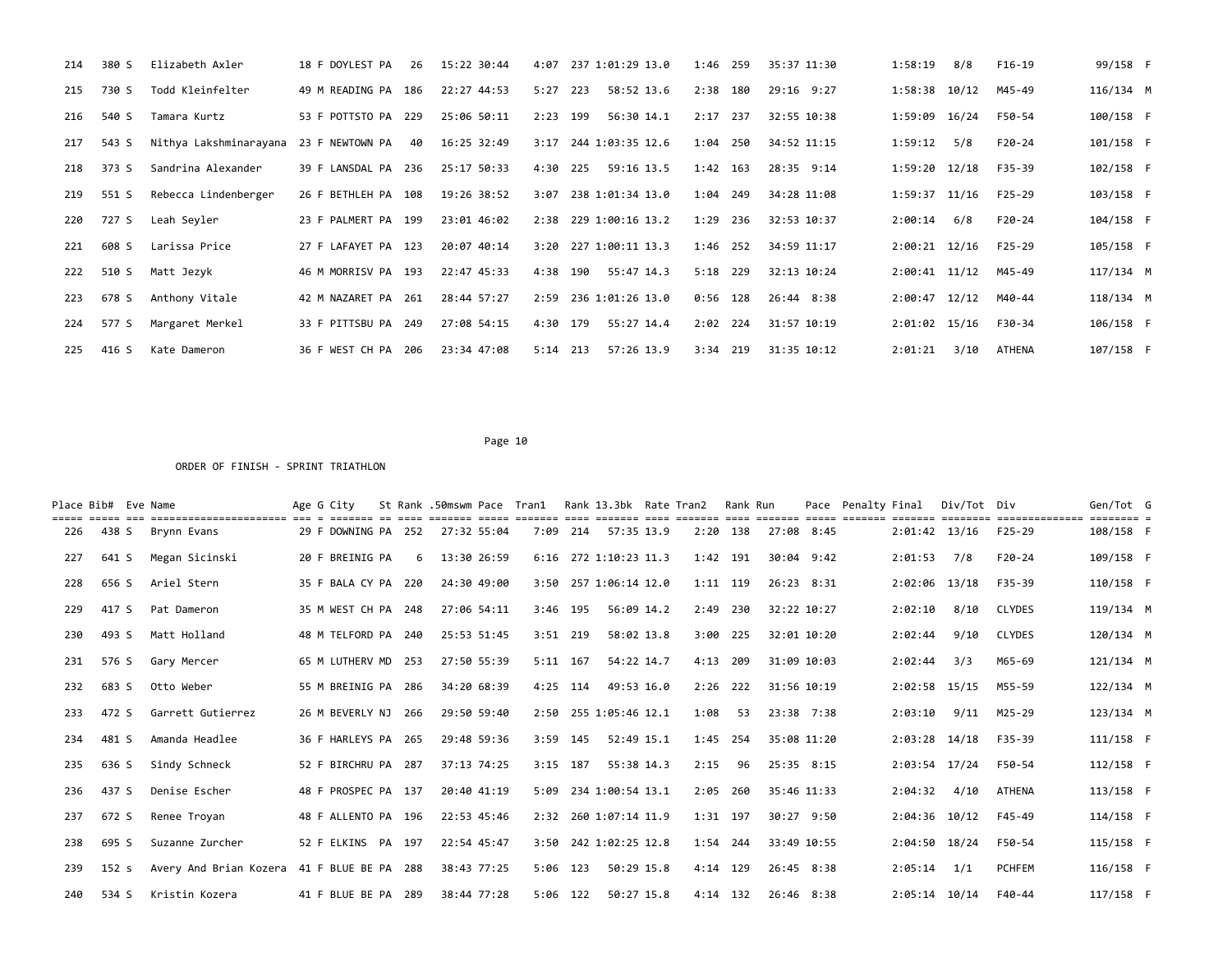| Place | Bib# | Eve | Name | Age | G | City | St | Rank | .50mswm | Pace | Tran1 | Rank | 13.3bk | Rate | Tran2 | Rank | Run | Pace | Penalty | Final | Div/Tot | Div | Gen/Tot | G |
|---|---|---|---|---|---|---|---|---|---|---|---|---|---|---|---|---|---|---|---|---|---|---|---|---|
| 214 | 380 | S | Elizabeth Axler | 18 | F | DOYLEST | PA | 26 | 15:22 | 30:44 | 4:07 | 237 | 1:01:29 | 13.0 | 1:46 | 259 | 35:37 | 11:30 | | 1:58:19 | 8/8 | F16-19 | 99/158 | F |
| 215 | 730 | S | Todd Kleinfelter | 49 | M | READING | PA | 186 | 22:27 | 44:53 | 5:27 | 223 | 58:52 | 13.6 | 2:38 | 180 | 29:16 | 9:27 | | 1:58:38 | 10/12 | M45-49 | 116/134 | M |
| 216 | 540 | S | Tamara Kurtz | 53 | F | POTTSTO | PA | 229 | 25:06 | 50:11 | 2:23 | 199 | 56:30 | 14.1 | 2:17 | 237 | 32:55 | 10:38 | | 1:59:09 | 16/24 | F50-54 | 100/158 | F |
| 217 | 543 | S | Nithya Lakshminarayana | 23 | F | NEWTOWN | PA | 40 | 16:25 | 32:49 | 3:17 | 244 | 1:03:35 | 12.6 | 1:04 | 250 | 34:52 | 11:15 | | 1:59:12 | 5/8 | F20-24 | 101/158 | F |
| 218 | 373 | S | Sandrina Alexander | 39 | F | LANSDAL | PA | 236 | 25:17 | 50:33 | 4:30 | 225 | 59:16 | 13.5 | 1:42 | 163 | 28:35 | 9:14 | | 1:59:20 | 12/18 | F35-39 | 102/158 | F |
| 219 | 551 | S | Rebecca Lindenberger | 26 | F | BETHLEH | PA | 108 | 19:26 | 38:52 | 3:07 | 238 | 1:01:34 | 13.0 | 1:04 | 249 | 34:28 | 11:08 | | 1:59:37 | 11/16 | F25-29 | 103/158 | F |
| 220 | 727 | S | Leah Seyler | 23 | F | PALMERT | PA | 199 | 23:01 | 46:02 | 2:38 | 229 | 1:00:16 | 13.2 | 1:29 | 236 | 32:53 | 10:37 | | 2:00:14 | 6/8 | F20-24 | 104/158 | F |
| 221 | 608 | S | Larissa Price | 27 | F | LAFAYET | PA | 123 | 20:07 | 40:14 | 3:20 | 227 | 1:00:11 | 13.3 | 1:46 | 252 | 34:59 | 11:17 | | 2:00:21 | 12/16 | F25-29 | 105/158 | F |
| 222 | 510 | S | Matt Jezyk | 46 | M | MORRISV | PA | 193 | 22:47 | 45:33 | 4:38 | 190 | 55:47 | 14.3 | 5:18 | 229 | 32:13 | 10:24 | | 2:00:41 | 11/12 | M45-49 | 117/134 | M |
| 223 | 678 | S | Anthony Vitale | 42 | M | NAZARET | PA | 261 | 28:44 | 57:27 | 2:59 | 236 | 1:01:26 | 13.0 | 0:56 | 128 | 26:44 | 8:38 | | 2:00:47 | 12/12 | M40-44 | 118/134 | M |
| 224 | 577 | S | Margaret Merkel | 33 | F | PITTSBU | PA | 249 | 27:08 | 54:15 | 4:30 | 179 | 55:27 | 14.4 | 2:02 | 224 | 31:57 | 10:19 | | 2:01:02 | 15/16 | F30-34 | 106/158 | F |
| 225 | 416 | S | Kate Dameron | 36 | F | WEST CH | PA | 206 | 23:34 | 47:08 | 5:14 | 213 | 57:26 | 13.9 | 3:34 | 219 | 31:35 | 10:12 | | 2:01:21 | 3/10 | ATHENA | 107/158 | F |

ORDER OF FINISH - SPRINT TRIATHLON

| Place | Bib# | Eve | Name | Age | G | City | St | Rank | .50mswm | Pace | Tran1 | Rank | 13.3bk | Rate | Tran2 | Rank | Run | Pace | Penalty | Final | Div/Tot | Div | Gen/Tot | G |
|---|---|---|---|---|---|---|---|---|---|---|---|---|---|---|---|---|---|---|---|---|---|---|---|---|
| 226 | 438 | S | Brynn Evans | 29 | F | DOWNING | PA | 252 | 27:32 | 55:04 | 7:09 | 214 | 57:35 | 13.9 | 2:20 | 138 | 27:08 | 8:45 | | 2:01:42 | 13/16 | F25-29 | 108/158 | F |
| 227 | 641 | S | Megan Sicinski | 20 | F | BREINIG | PA | 6 | 13:30 | 26:59 | 6:16 | 272 | 1:10:23 | 11.3 | 1:42 | 191 | 30:04 | 9:42 | | 2:01:53 | 7/8 | F20-24 | 109/158 | F |
| 228 | 656 | S | Ariel Stern | 35 | F | BALA CY | PA | 220 | 24:30 | 49:00 | 3:50 | 257 | 1:06:14 | 12.0 | 1:11 | 119 | 26:23 | 8:31 | | 2:02:06 | 13/18 | F35-39 | 110/158 | F |
| 229 | 417 | S | Pat Dameron | 35 | M | WEST CH | PA | 248 | 27:06 | 54:11 | 3:46 | 195 | 56:09 | 14.2 | 2:49 | 230 | 32:22 | 10:27 | | 2:02:10 | 8/10 | CLYDES | 119/134 | M |
| 230 | 493 | S | Matt Holland | 48 | M | TELFORD | PA | 240 | 25:53 | 51:45 | 3:51 | 219 | 58:02 | 13.8 | 3:00 | 225 | 32:01 | 10:20 | | 2:02:44 | 9/10 | CLYDES | 120/134 | M |
| 231 | 576 | S | Gary Mercer | 65 | M | LUTHERV | MD | 253 | 27:50 | 55:39 | 5:11 | 167 | 54:22 | 14.7 | 4:13 | 209 | 31:09 | 10:03 | | 2:02:44 | 3/3 | M65-69 | 121/134 | M |
| 232 | 683 | S | Otto Weber | 55 | M | BREINIG | PA | 286 | 34:20 | 68:39 | 4:25 | 114 | 49:53 | 16.0 | 2:26 | 222 | 31:56 | 10:19 | | 2:02:58 | 15/15 | M55-59 | 122/134 | M |
| 233 | 472 | S | Garrett Gutierrez | 26 | M | BEVERLY | NJ | 266 | 29:50 | 59:40 | 2:50 | 255 | 1:05:46 | 12.1 | 1:08 | 53 | 23:38 | 7:38 | | 2:03:10 | 9/11 | M25-29 | 123/134 | M |
| 234 | 481 | S | Amanda Headlee | 36 | F | HARLEYS | PA | 265 | 29:48 | 59:36 | 3:59 | 145 | 52:49 | 15.1 | 1:45 | 254 | 35:08 | 11:20 | | 2:03:28 | 14/18 | F35-39 | 111/158 | F |
| 235 | 636 | S | Sindy Schneck | 52 | F | BIRCHRU | PA | 287 | 37:13 | 74:25 | 3:15 | 187 | 55:38 | 14.3 | 2:15 | 96 | 25:35 | 8:15 | | 2:03:54 | 17/24 | F50-54 | 112/158 | F |
| 236 | 437 | S | Denise Escher | 48 | F | PROSPEC | PA | 137 | 20:40 | 41:19 | 5:09 | 234 | 1:00:54 | 13.1 | 2:05 | 260 | 35:46 | 11:33 | | 2:04:32 | 4/10 | ATHENA | 113/158 | F |
| 237 | 672 | S | Renee Troyan | 48 | F | ALLENTO | PA | 196 | 22:53 | 45:46 | 2:32 | 260 | 1:07:14 | 11.9 | 1:31 | 197 | 30:27 | 9:50 | | 2:04:36 | 10/12 | F45-49 | 114/158 | F |
| 238 | 695 | S | Suzanne Zurcher | 52 | F | ELKINS | PA | 197 | 22:54 | 45:47 | 3:50 | 242 | 1:02:25 | 12.8 | 1:54 | 244 | 33:49 | 10:55 | | 2:04:50 | 18/24 | F50-54 | 115/158 | F |
| 239 | 152 | s | Avery And Brian Kozera | 41 | F | BLUE BE | PA | 288 | 38:43 | 77:25 | 5:06 | 123 | 50:29 | 15.8 | 4:14 | 129 | 26:45 | 8:38 | | 2:05:14 | 1/1 | PCHFEM | 116/158 | F |
| 240 | 534 | S | Kristin Kozera | 41 | F | BLUE BE | PA | 289 | 38:44 | 77:28 | 5:06 | 122 | 50:27 | 15.8 | 4:14 | 132 | 26:46 | 8:38 | | 2:05:14 | 10/14 | F40-44 | 117/158 | F |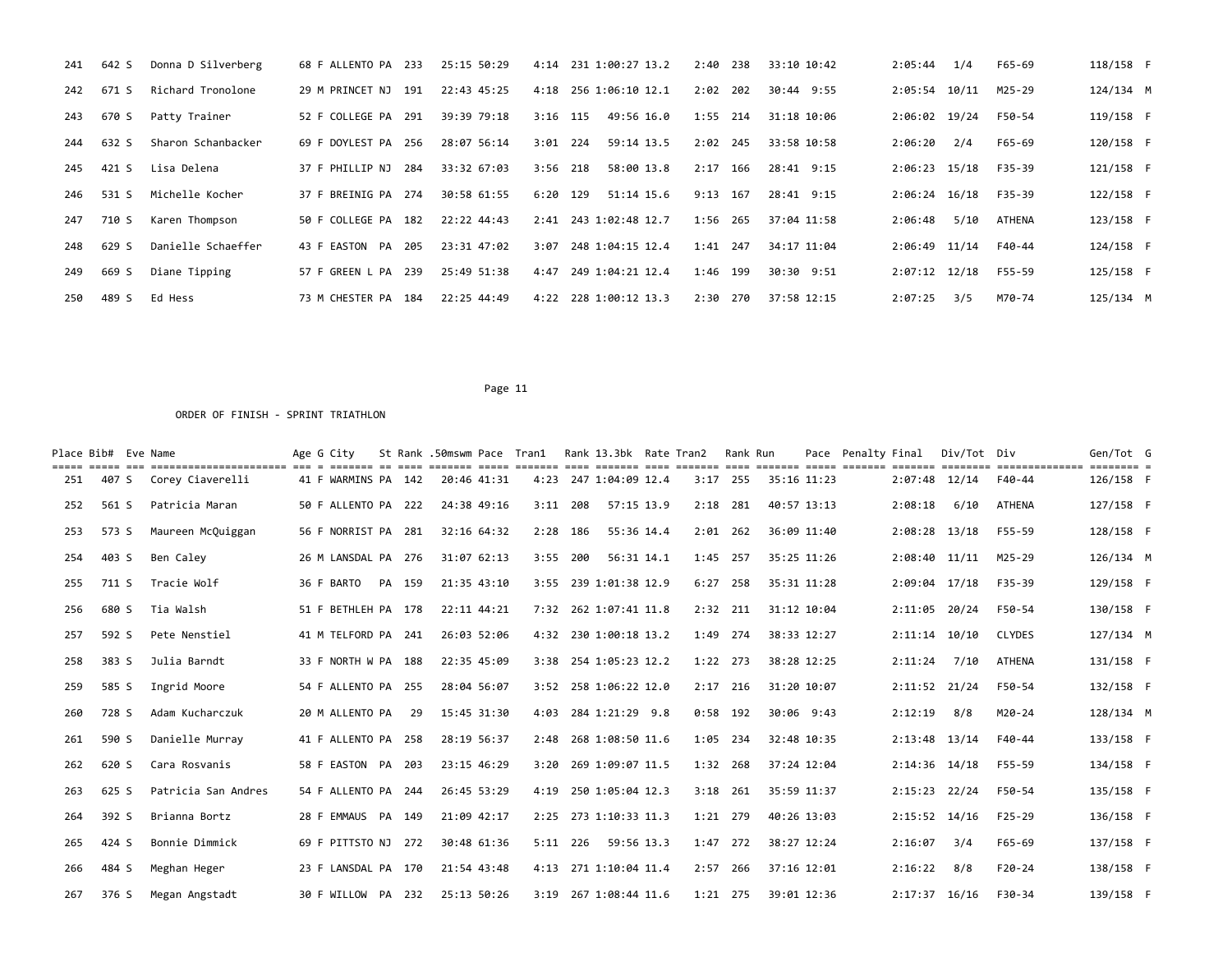| Place | Bib# | Eve | Name | Age | G | City | St | Rank | .50mswm | Pace | Tran1 | Rank | 13.3bk | Rate | Tran2 | Rank | Run | Pace | Penalty | Final | Div/Tot | Div | Gen/Tot | G |
|---|---|---|---|---|---|---|---|---|---|---|---|---|---|---|---|---|---|---|---|---|---|---|---|---|
| 241 | 642 | S | Donna D Silverberg | 68 | F | ALLENTO | PA | 233 | 25:15 | 50:29 | 4:14 | 231 | 1:00:27 | 13.2 | 2:40 | 238 | 33:10 | 10:42 | | 2:05:44 | 1/4 | F65-69 | 118/158 | F |
| 242 | 671 | S | Richard Tronolone | 29 | M | PRINCET | NJ | 191 | 22:43 | 45:25 | 4:18 | 256 | 1:06:10 | 12.1 | 2:02 | 202 | 30:44 | 9:55 | | 2:05:54 | 10/11 | M25-29 | 124/134 | M |
| 243 | 670 | S | Patty Trainer | 52 | F | COLLEGE | PA | 291 | 39:39 | 79:18 | 3:16 | 115 | 49:56 | 16.0 | 1:55 | 214 | 31:18 | 10:06 | | 2:06:02 | 19/24 | F50-54 | 119/158 | F |
| 244 | 632 | S | Sharon Schanbacker | 69 | F | DOYLEST | PA | 256 | 28:07 | 56:14 | 3:01 | 224 | 59:14 | 13.5 | 2:02 | 245 | 33:58 | 10:58 | | 2:06:20 | 2/4 | F65-69 | 120/158 | F |
| 245 | 421 | S | Lisa Delena | 37 | F | PHILLIP | NJ | 284 | 33:32 | 67:03 | 3:56 | 218 | 58:00 | 13.8 | 2:17 | 166 | 28:41 | 9:15 | | 2:06:23 | 15/18 | F35-39 | 121/158 | F |
| 246 | 531 | S | Michelle Kocher | 37 | F | BREINIG | PA | 274 | 30:58 | 61:55 | 6:20 | 129 | 51:14 | 15.6 | 9:13 | 167 | 28:41 | 9:15 | | 2:06:24 | 16/18 | F35-39 | 122/158 | F |
| 247 | 710 | S | Karen Thompson | 50 | F | COLLEGE | PA | 182 | 22:22 | 44:43 | 2:41 | 243 | 1:02:48 | 12.7 | 1:56 | 265 | 37:04 | 11:58 | | 2:06:48 | 5/10 | ATHENA | 123/158 | F |
| 248 | 629 | S | Danielle Schaeffer | 43 | F | EASTON | PA | 205 | 23:31 | 47:02 | 3:07 | 248 | 1:04:15 | 12.4 | 1:41 | 247 | 34:17 | 11:04 | | 2:06:49 | 11/14 | F40-44 | 124/158 | F |
| 249 | 669 | S | Diane Tipping | 57 | F | GREEN L | PA | 239 | 25:49 | 51:38 | 4:47 | 249 | 1:04:21 | 12.4 | 1:46 | 199 | 30:30 | 9:51 | | 2:07:12 | 12/18 | F55-59 | 125/158 | F |
| 250 | 489 | S | Ed Hess | 73 | M | CHESTER | PA | 184 | 22:25 | 44:49 | 4:22 | 228 | 1:00:12 | 13.3 | 2:30 | 270 | 37:58 | 12:15 | | 2:07:25 | 3/5 | M70-74 | 125/134 | M |

ORDER OF FINISH - SPRINT TRIATHLON

| Place | Bib# | Eve | Name | Age | G | City | St | Rank | .50mswm | Pace | Tran1 | Rank | 13.3bk | Rate | Tran2 | Rank | Run | Pace | Penalty | Final | Div/Tot | Div | Gen/Tot | G |
|---|---|---|---|---|---|---|---|---|---|---|---|---|---|---|---|---|---|---|---|---|---|---|---|---|
| 251 | 407 | S | Corey Ciaverelli | 41 | F | WARMINS | PA | 142 | 20:46 | 41:31 | 4:23 | 247 | 1:04:09 | 12.4 | 3:17 | 255 | 35:16 | 11:23 | | 2:07:48 | 12/14 | F40-44 | 126/158 | F |
| 252 | 561 | S | Patricia Maran | 50 | F | ALLENTO | PA | 222 | 24:38 | 49:16 | 3:11 | 208 | 57:15 | 13.9 | 2:18 | 281 | 40:57 | 13:13 | | 2:08:18 | 6/10 | ATHENA | 127/158 | F |
| 253 | 573 | S | Maureen McQuiggan | 56 | F | NORRIST | PA | 281 | 32:16 | 64:32 | 2:28 | 186 | 55:36 | 14.4 | 2:01 | 262 | 36:09 | 11:40 | | 2:08:28 | 13/18 | F55-59 | 128/158 | F |
| 254 | 403 | S | Ben Caley | 26 | M | LANSDAL | PA | 276 | 31:07 | 62:13 | 3:55 | 200 | 56:31 | 14.1 | 1:45 | 257 | 35:25 | 11:26 | | 2:08:40 | 11/11 | M25-29 | 126/134 | M |
| 255 | 711 | S | Tracie Wolf | 36 | F | BARTO | PA | 159 | 21:35 | 43:10 | 3:55 | 239 | 1:01:38 | 12.9 | 6:27 | 258 | 35:31 | 11:28 | | 2:09:04 | 17/18 | F35-39 | 129/158 | F |
| 256 | 680 | S | Tia Walsh | 51 | F | BETHLEH | PA | 178 | 22:11 | 44:21 | 7:32 | 262 | 1:07:41 | 11.8 | 2:32 | 211 | 31:12 | 10:04 | | 2:11:05 | 20/24 | F50-54 | 130/158 | F |
| 257 | 592 | S | Pete Nenstiel | 41 | M | TELFORD | PA | 241 | 26:03 | 52:06 | 4:32 | 230 | 1:00:18 | 13.2 | 1:49 | 274 | 38:33 | 12:27 | | 2:11:14 | 10/10 | CLYDES | 127/134 | M |
| 258 | 383 | S | Julia Barndt | 33 | F | NORTH W | PA | 188 | 22:35 | 45:09 | 3:38 | 254 | 1:05:23 | 12.2 | 1:22 | 273 | 38:28 | 12:25 | | 2:11:24 | 7/10 | ATHENA | 131/158 | F |
| 259 | 585 | S | Ingrid Moore | 54 | F | ALLENTO | PA | 255 | 28:04 | 56:07 | 3:52 | 258 | 1:06:22 | 12.0 | 2:17 | 216 | 31:20 | 10:07 | | 2:11:52 | 21/24 | F50-54 | 132/158 | F |
| 260 | 728 | S | Adam Kucharczuk | 20 | M | ALLENTO | PA | 29 | 15:45 | 31:30 | 4:03 | 284 | 1:21:29 | 9.8 | 0:58 | 192 | 30:06 | 9:43 | | 2:12:19 | 8/8 | M20-24 | 128/134 | M |
| 261 | 590 | S | Danielle Murray | 41 | F | ALLENTO | PA | 258 | 28:19 | 56:37 | 2:48 | 268 | 1:08:50 | 11.6 | 1:05 | 234 | 32:48 | 10:35 | | 2:13:48 | 13/14 | F40-44 | 133/158 | F |
| 262 | 620 | S | Cara Rosvanis | 58 | F | EASTON | PA | 203 | 23:15 | 46:29 | 3:20 | 269 | 1:09:07 | 11.5 | 1:32 | 268 | 37:24 | 12:04 | | 2:14:36 | 14/18 | F55-59 | 134/158 | F |
| 263 | 625 | S | Patricia San Andres | 54 | F | ALLENTO | PA | 244 | 26:45 | 53:29 | 4:19 | 250 | 1:05:04 | 12.3 | 3:18 | 261 | 35:59 | 11:37 | | 2:15:23 | 22/24 | F50-54 | 135/158 | F |
| 264 | 392 | S | Brianna Bortz | 28 | F | EMMAUS | PA | 149 | 21:09 | 42:17 | 2:25 | 273 | 1:10:33 | 11.3 | 1:21 | 279 | 40:26 | 13:03 | | 2:15:52 | 14/16 | F25-29 | 136/158 | F |
| 265 | 424 | S | Bonnie Dimmick | 69 | F | PITTSTO | NJ | 272 | 30:48 | 61:36 | 5:11 | 226 | 59:56 | 13.3 | 1:47 | 272 | 38:27 | 12:24 | | 2:16:07 | 3/4 | F65-69 | 137/158 | F |
| 266 | 484 | S | Meghan Heger | 23 | F | LANSDAL | PA | 170 | 21:54 | 43:48 | 4:13 | 271 | 1:10:04 | 11.4 | 2:57 | 266 | 37:16 | 12:01 | | 2:16:22 | 8/8 | F20-24 | 138/158 | F |
| 267 | 376 | S | Megan Angstadt | 30 | F | WILLOW | PA | 232 | 25:13 | 50:26 | 3:19 | 267 | 1:08:44 | 11.6 | 1:21 | 275 | 39:01 | 12:36 | | 2:17:37 | 16/16 | F30-34 | 139/158 | F |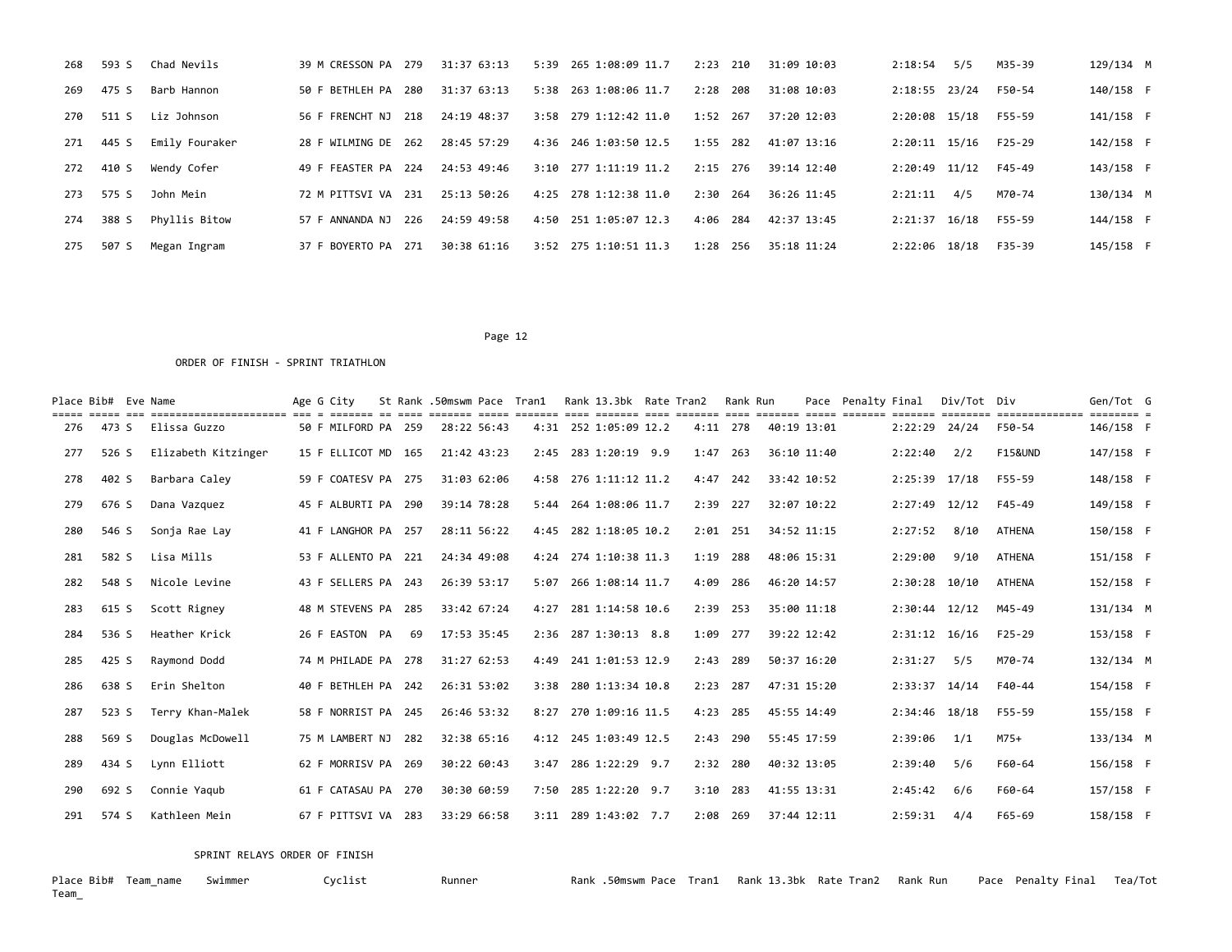| Place | Bib# | Eve | Name | Age | G | City | St | Rank | .50mswm | Pace | Tran1 | Rank | 13.3bk | Rate | Tran2 | Rank | Run | Pace | Penalty | Final | Div/Tot | Div | Gen/Tot | G |
|---|---|---|---|---|---|---|---|---|---|---|---|---|---|---|---|---|---|---|---|---|---|---|---|---|
| 268 | 593 | S | Chad Nevils | 39 | M | CRESSON | PA | 279 | 31:37 | 63:13 | 5:39 | 265 | 1:08:09 | 11.7 | 2:23 | 210 | 31:09 | 10:03 | | 2:18:54 | 5/5 | M35-39 | 129/134 | M |
| 269 | 475 | S | Barb Hannon | 50 | F | BETHLEH | PA | 280 | 31:37 | 63:13 | 5:38 | 263 | 1:08:06 | 11.7 | 2:28 | 208 | 31:08 | 10:03 | | 2:18:55 | 23/24 | F50-54 | 140/158 | F |
| 270 | 511 | S | Liz Johnson | 56 | F | FRENCHT | NJ | 218 | 24:19 | 48:37 | 3:58 | 279 | 1:12:42 | 11.0 | 1:52 | 267 | 37:20 | 12:03 | | 2:20:08 | 15/18 | F55-59 | 141/158 | F |
| 271 | 445 | S | Emily Fouraker | 28 | F | WILMING | DE | 262 | 28:45 | 57:29 | 4:36 | 246 | 1:03:50 | 12.5 | 1:55 | 282 | 41:07 | 13:16 | | 2:20:11 | 15/16 | F25-29 | 142/158 | F |
| 272 | 410 | S | Wendy Cofer | 49 | F | FEASTER | PA | 224 | 24:53 | 49:46 | 3:10 | 277 | 1:11:19 | 11.2 | 2:15 | 276 | 39:14 | 12:40 | | 2:20:49 | 11/12 | F45-49 | 143/158 | F |
| 273 | 575 | S | John Mein | 72 | M | PITTSVI | VA | 231 | 25:13 | 50:26 | 4:25 | 278 | 1:12:38 | 11.0 | 2:30 | 264 | 36:26 | 11:45 | | 2:21:11 | 4/5 | M70-74 | 130/134 | M |
| 274 | 388 | S | Phyllis Bitow | 57 | F | ANNANDA | NJ | 226 | 24:59 | 49:58 | 4:50 | 251 | 1:05:07 | 12.3 | 4:06 | 284 | 42:37 | 13:45 | | 2:21:37 | 16/18 | F55-59 | 144/158 | F |
| 275 | 507 | S | Megan Ingram | 37 | F | BOYERTO | PA | 271 | 30:38 | 61:16 | 3:52 | 275 | 1:10:51 | 11.3 | 1:28 | 256 | 35:18 | 11:24 | | 2:22:06 | 18/18 | F35-39 | 145/158 | F |

ORDER OF FINISH - SPRINT TRIATHLON

| Place | Bib# | Eve | Name | Age | G | City | St | Rank | .50mswm | Pace | Tran1 | Rank | 13.3bk | Rate | Tran2 | Rank | Run | Pace | Penalty | Final | Div/Tot | Div | Gen/Tot | G |
|---|---|---|---|---|---|---|---|---|---|---|---|---|---|---|---|---|---|---|---|---|---|---|---|---|
| 276 | 473 | S | Elissa Guzzo | 50 | F | MILFORD | PA | 259 | 28:22 | 56:43 | 4:31 | 252 | 1:05:09 | 12.2 | 4:11 | 278 | 40:19 | 13:01 | | 2:22:29 | 24/24 | F50-54 | 146/158 | F |
| 277 | 526 | S | Elizabeth Kitzinger | 15 | F | ELLICOT | MD | 165 | 21:42 | 43:23 | 2:45 | 283 | 1:20:19 | 9.9 | 1:47 | 263 | 36:10 | 11:40 | | 2:22:40 | 2/2 | F15&UND | 147/158 | F |
| 278 | 402 | S | Barbara Caley | 59 | F | COATESV | PA | 275 | 31:03 | 62:06 | 4:58 | 276 | 1:11:12 | 11.2 | 4:47 | 242 | 33:42 | 10:52 | | 2:25:39 | 17/18 | F55-59 | 148/158 | F |
| 279 | 676 | S | Dana Vazquez | 45 | F | ALBURTI | PA | 290 | 39:14 | 78:28 | 5:44 | 264 | 1:08:06 | 11.7 | 2:39 | 227 | 32:07 | 10:22 | | 2:27:49 | 12/12 | F45-49 | 149/158 | F |
| 280 | 546 | S | Sonja Rae Lay | 41 | F | LANGHOR | PA | 257 | 28:11 | 56:22 | 4:45 | 282 | 1:18:05 | 10.2 | 2:01 | 251 | 34:52 | 11:15 | | 2:27:52 | 8/10 | ATHENA | 150/158 | F |
| 281 | 582 | S | Lisa Mills | 53 | F | ALLENTO | PA | 221 | 24:34 | 49:08 | 4:24 | 274 | 1:10:38 | 11.3 | 1:19 | 288 | 48:06 | 15:31 | | 2:29:00 | 9/10 | ATHENA | 151/158 | F |
| 282 | 548 | S | Nicole Levine | 43 | F | SELLERS | PA | 243 | 26:39 | 53:17 | 5:07 | 266 | 1:08:14 | 11.7 | 4:09 | 286 | 46:20 | 14:57 | | 2:30:28 | 10/10 | ATHENA | 152/158 | F |
| 283 | 615 | S | Scott Rigney | 48 | M | STEVENS | PA | 285 | 33:42 | 67:24 | 4:27 | 281 | 1:14:58 | 10.6 | 2:39 | 253 | 35:00 | 11:18 | | 2:30:44 | 12/12 | M45-49 | 131/134 | M |
| 284 | 536 | S | Heather Krick | 26 | F | EASTON | PA | 69 | 17:53 | 35:45 | 2:36 | 287 | 1:30:13 | 8.8 | 1:09 | 277 | 39:22 | 12:42 | | 2:31:12 | 16/16 | F25-29 | 153/158 | F |
| 285 | 425 | S | Raymond Dodd | 74 | M | PHILADE | PA | 278 | 31:27 | 62:53 | 4:49 | 241 | 1:01:53 | 12.9 | 2:43 | 289 | 50:37 | 16:20 | | 2:31:27 | 5/5 | M70-74 | 132/134 | M |
| 286 | 638 | S | Erin Shelton | 40 | F | BETHLEH | PA | 242 | 26:31 | 53:02 | 3:38 | 280 | 1:13:34 | 10.8 | 2:23 | 287 | 47:31 | 15:20 | | 2:33:37 | 14/14 | F40-44 | 154/158 | F |
| 287 | 523 | S | Terry Khan-Malek | 58 | F | NORRIST | PA | 245 | 26:46 | 53:32 | 8:27 | 270 | 1:09:16 | 11.5 | 4:23 | 285 | 45:55 | 14:49 | | 2:34:46 | 18/18 | F55-59 | 155/158 | F |
| 288 | 569 | S | Douglas McDowell | 75 | M | LAMBERT | NJ | 282 | 32:38 | 65:16 | 4:12 | 245 | 1:03:49 | 12.5 | 2:43 | 290 | 55:45 | 17:59 | | 2:39:06 | 1/1 | M75+ | 133/134 | M |
| 289 | 434 | S | Lynn Elliott | 62 | F | MORRISV | PA | 269 | 30:22 | 60:43 | 3:47 | 286 | 1:22:29 | 9.7 | 2:32 | 280 | 40:32 | 13:05 | | 2:39:40 | 5/6 | F60-64 | 156/158 | F |
| 290 | 692 | S | Connie Yaqub | 61 | F | CATASAU | PA | 270 | 30:30 | 60:59 | 7:50 | 285 | 1:22:20 | 9.7 | 3:10 | 283 | 41:55 | 13:31 | | 2:45:42 | 6/6 | F60-64 | 157/158 | F |
| 291 | 574 | S | Kathleen Mein | 67 | F | PITTSVI | VA | 283 | 33:29 | 66:58 | 3:11 | 289 | 1:43:02 | 7.7 | 2:08 | 269 | 37:44 | 12:11 | | 2:59:31 | 4/4 | F65-69 | 158/158 | F |

SPRINT RELAYS ORDER OF FINISH

| Place | Bib# | Team_name | Swimmer | Cyclist | Runner | Rank | .50mswm | Pace | Tran1 | Rank | 13.3bk | Rate | Tran2 | Rank | Run | Pace | Penalty | Final | Tea/Tot | Team_ |
|---|---|---|---|---|---|---|---|---|---|---|---|---|---|---|---|---|---|---|---|---|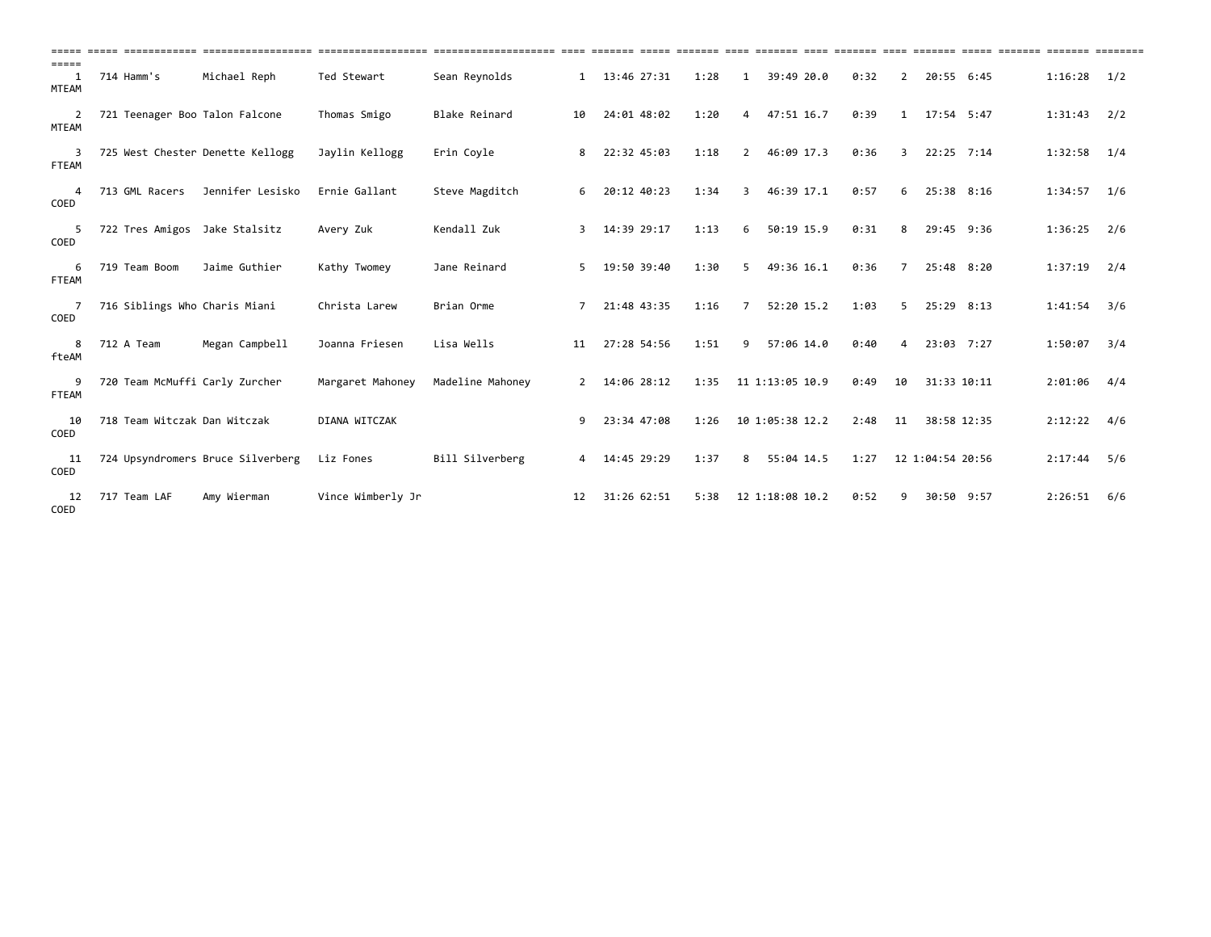| | | | | | | | | | | | | | | | | | | | |
|---|---|---|---|---|---|---|---|---|---|---|---|---|---|---|---|---|---|---|---|
| 1 MTEAM | 714 | Hamm's | Michael Reph | Ted Stewart | Sean Reynolds | 1 | 13:46 | 27:31 | 1:28 | 1 | 39:49 | 20.0 | 0:32 | 2 | 20:55 | 6:45 | | 1:16:28 | 1/2 |
| 2 MTEAM | 721 | Teenager Boo | Talon Falcone | Thomas Smigo | Blake Reinard | 10 | 24:01 | 48:02 | 1:20 | 4 | 47:51 | 16.7 | 0:39 | 1 | 17:54 | 5:47 | | 1:31:43 | 2/2 |
| 3 FTEAM | 725 | West Chester | Denette Kellogg | Jaylin Kellogg | Erin Coyle | 8 | 22:32 | 45:03 | 1:18 | 2 | 46:09 | 17.3 | 0:36 | 3 | 22:25 | 7:14 | | 1:32:58 | 1/4 |
| 4 COED | 713 | GML Racers | Jennifer Lesisko | Ernie Gallant | Steve Magditch | 6 | 20:12 | 40:23 | 1:34 | 3 | 46:39 | 17.1 | 0:57 | 6 | 25:38 | 8:16 | | 1:34:57 | 1/6 |
| 5 COED | 722 | Tres Amigos | Jake Stalsitz | Avery Zuk | Kendall Zuk | 3 | 14:39 | 29:17 | 1:13 | 6 | 50:19 | 15.9 | 0:31 | 8 | 29:45 | 9:36 | | 1:36:25 | 2/6 |
| 6 FTEAM | 719 | Team Boom | Jaime Guthier | Kathy Twomey | Jane Reinard | 5 | 19:50 | 39:40 | 1:30 | 5 | 49:36 | 16.1 | 0:36 | 7 | 25:48 | 8:20 | | 1:37:19 | 2/4 |
| 7 COED | 716 | Siblings Who | Charis Miani | Christa Larew | Brian Orme | 7 | 21:48 | 43:35 | 1:16 | 7 | 52:20 | 15.2 | 1:03 | 5 | 25:29 | 8:13 | | 1:41:54 | 3/6 |
| 8 fteAM | 712 | A Team | Megan Campbell | Joanna Friesen | Lisa Wells | 11 | 27:28 | 54:56 | 1:51 | 9 | 57:06 | 14.0 | 0:40 | 4 | 23:03 | 7:27 | | 1:50:07 | 3/4 |
| 9 FTEAM | 720 | Team McMuffi | Carly Zurcher | Margaret Mahoney | Madeline Mahoney | 2 | 14:06 | 28:12 | 1:35 | 11 | 1:13:05 | 10.9 | 0:49 | 10 | 31:33 | 10:11 | | 2:01:06 | 4/4 |
| 10 COED | 718 | Team Witczak | Dan Witczak | DIANA WITCZAK | | 9 | 23:34 | 47:08 | 1:26 | 10 | 1:05:38 | 12.2 | 2:48 | 11 | 38:58 | 12:35 | | 2:12:22 | 4/6 |
| 11 COED | 724 | Upsyndromers | Bruce Silverberg | Liz Fones | Bill Silverberg | 4 | 14:45 | 29:29 | 1:37 | 8 | 55:04 | 14.5 | 1:27 | 12 | 1:04:54 | 20:56 | | 2:17:44 | 5/6 |
| 12 COED | 717 | Team LAF | Amy Wierman | Vince Wimberly Jr | | 12 | 31:26 | 62:51 | 5:38 | 12 | 1:18:08 | 10.2 | 0:52 | 9 | 30:50 | 9:57 | | 2:26:51 | 6/6 |